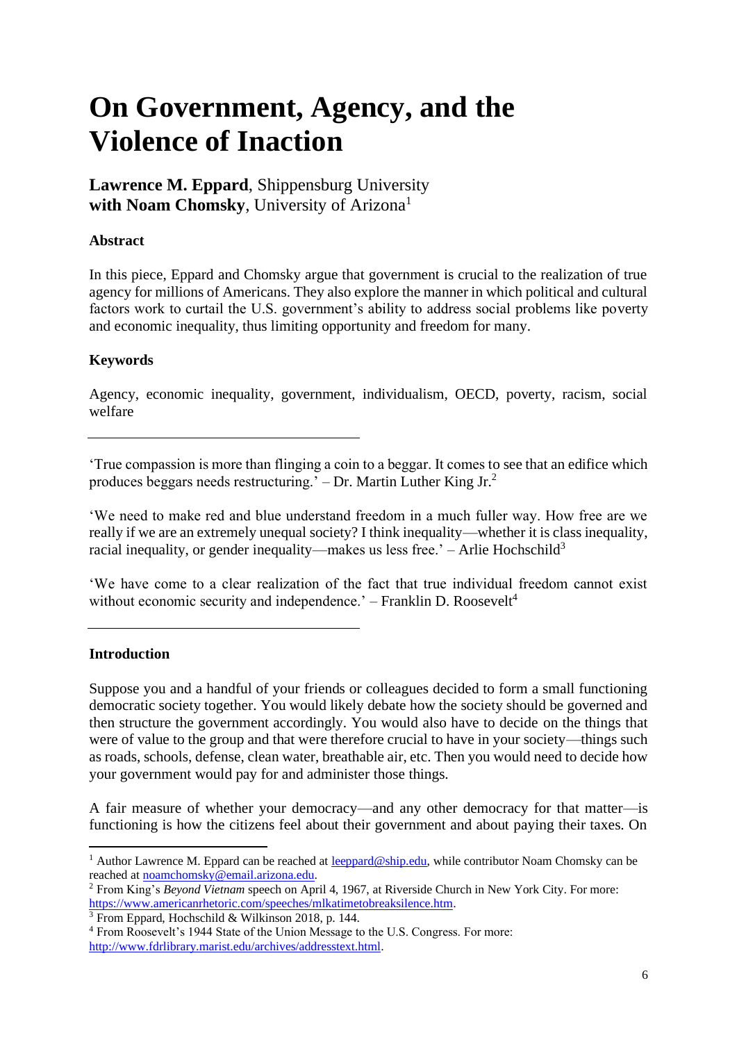# On Government, Agency, and the Violence of Inaction

**Lawrence M. Eppard**, Shippensburg University
**with Noam Chomsky**, University of Arizona[1]

### Abstract

In this piece, Eppard and Chomsky argue that government is crucial to the realization of true agency for millions of Americans. They also explore the manner in which political and cultural factors work to curtail the U.S. government's ability to address social problems like poverty and economic inequality, thus limiting opportunity and freedom for many.

### Keywords

Agency, economic inequality, government, individualism, OECD, poverty, racism, social welfare

---

'True compassion is more than flinging a coin to a beggar. It comes to see that an edifice which produces beggars needs restructuring.' – Dr. Martin Luther King Jr.[2]

'We need to make red and blue understand freedom in a much fuller way. How free are we really if we are an extremely unequal society? I think inequality—whether it is class inequality, racial inequality, or gender inequality—makes us less free.' – Arlie Hochschild[3]

'We have come to a clear realization of the fact that true individual freedom cannot exist without economic security and independence.' – Franklin D. Roosevelt[4]

---

### Introduction

Suppose you and a handful of your friends or colleagues decided to form a small functioning democratic society together. You would likely debate how the society should be governed and then structure the government accordingly. You would also have to decide on the things that were of value to the group and that were therefore crucial to have in your society—things such as roads, schools, defense, clean water, breathable air, etc. Then you would need to decide how your government would pay for and administer those things.

A fair measure of whether your democracy—and any other democracy for that matter—is functioning is how the citizens feel about their government and about paying their taxes. On

---

[1] Author Lawrence M. Eppard can be reached at leeppard@ship.edu, while contributor Noam Chomsky can be reached at noamchomsky@email.arizona.edu.

[2] From King's *Beyond Vietnam* speech on April 4, 1967, at Riverside Church in New York City. For more: https://www.americanrhetoric.com/speeches/mlkatimetobreaksilence.htm.

[3] From Eppard, Hochschild & Wilkinson 2018, p. 144.

[4] From Roosevelt's 1944 State of the Union Message to the U.S. Congress. For more: http://www.fdrlibrary.marist.edu/archives/addresstext.html.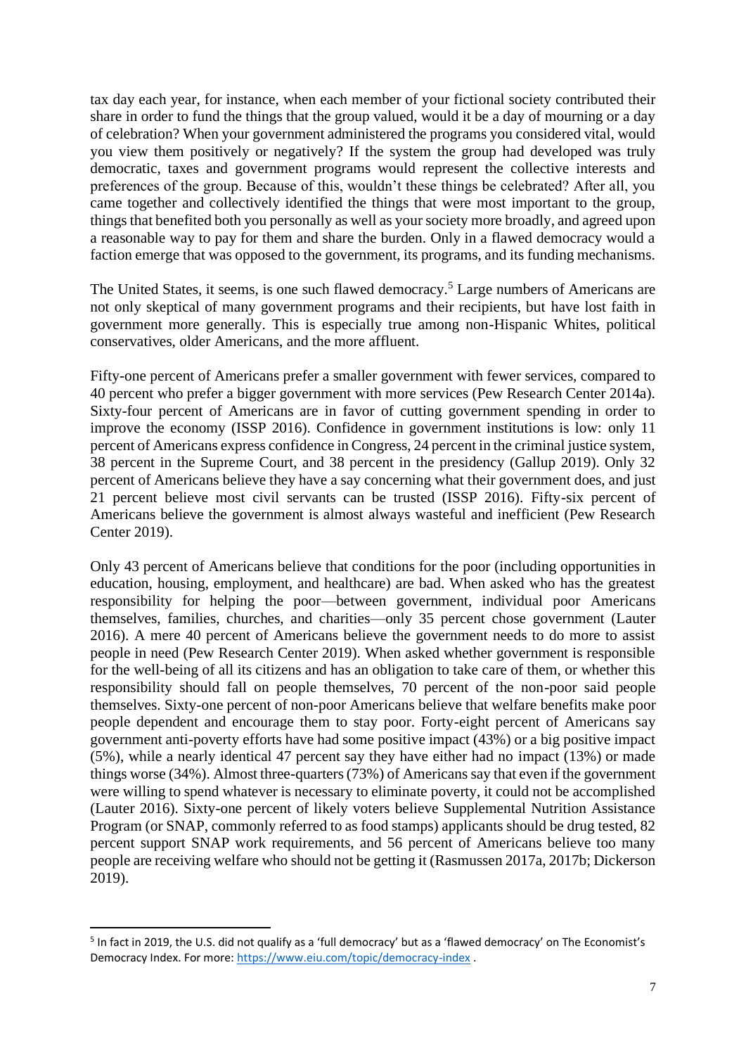tax day each year, for instance, when each member of your fictional society contributed their share in order to fund the things that the group valued, would it be a day of mourning or a day of celebration? When your government administered the programs you considered vital, would you view them positively or negatively? If the system the group had developed was truly democratic, taxes and government programs would represent the collective interests and preferences of the group. Because of this, wouldn't these things be celebrated? After all, you came together and collectively identified the things that were most important to the group, things that benefited both you personally as well as your society more broadly, and agreed upon a reasonable way to pay for them and share the burden. Only in a flawed democracy would a faction emerge that was opposed to the government, its programs, and its funding mechanisms.

The United States, it seems, is one such flawed democracy.[5] Large numbers of Americans are not only skeptical of many government programs and their recipients, but have lost faith in government more generally. This is especially true among non-Hispanic Whites, political conservatives, older Americans, and the more affluent.

Fifty-one percent of Americans prefer a smaller government with fewer services, compared to 40 percent who prefer a bigger government with more services (Pew Research Center 2014a). Sixty-four percent of Americans are in favor of cutting government spending in order to improve the economy (ISSP 2016). Confidence in government institutions is low: only 11 percent of Americans express confidence in Congress, 24 percent in the criminal justice system, 38 percent in the Supreme Court, and 38 percent in the presidency (Gallup 2019). Only 32 percent of Americans believe they have a say concerning what their government does, and just 21 percent believe most civil servants can be trusted (ISSP 2016). Fifty-six percent of Americans believe the government is almost always wasteful and inefficient (Pew Research Center 2019).

Only 43 percent of Americans believe that conditions for the poor (including opportunities in education, housing, employment, and healthcare) are bad. When asked who has the greatest responsibility for helping the poor—between government, individual poor Americans themselves, families, churches, and charities—only 35 percent chose government (Lauter 2016). A mere 40 percent of Americans believe the government needs to do more to assist people in need (Pew Research Center 2019). When asked whether government is responsible for the well-being of all its citizens and has an obligation to take care of them, or whether this responsibility should fall on people themselves, 70 percent of the non-poor said people themselves. Sixty-one percent of non-poor Americans believe that welfare benefits make poor people dependent and encourage them to stay poor. Forty-eight percent of Americans say government anti-poverty efforts have had some positive impact (43%) or a big positive impact (5%), while a nearly identical 47 percent say they have either had no impact (13%) or made things worse (34%). Almost three-quarters (73%) of Americans say that even if the government were willing to spend whatever is necessary to eliminate poverty, it could not be accomplished (Lauter 2016). Sixty-one percent of likely voters believe Supplemental Nutrition Assistance Program (or SNAP, commonly referred to as food stamps) applicants should be drug tested, 82 percent support SNAP work requirements, and 56 percent of Americans believe too many people are receiving welfare who should not be getting it (Rasmussen 2017a, 2017b; Dickerson 2019).

---

[5] In fact in 2019, the U.S. did not qualify as a 'full democracy' but as a 'flawed democracy' on The Economist's Democracy Index. For more: https://www.eiu.com/topic/democracy-index .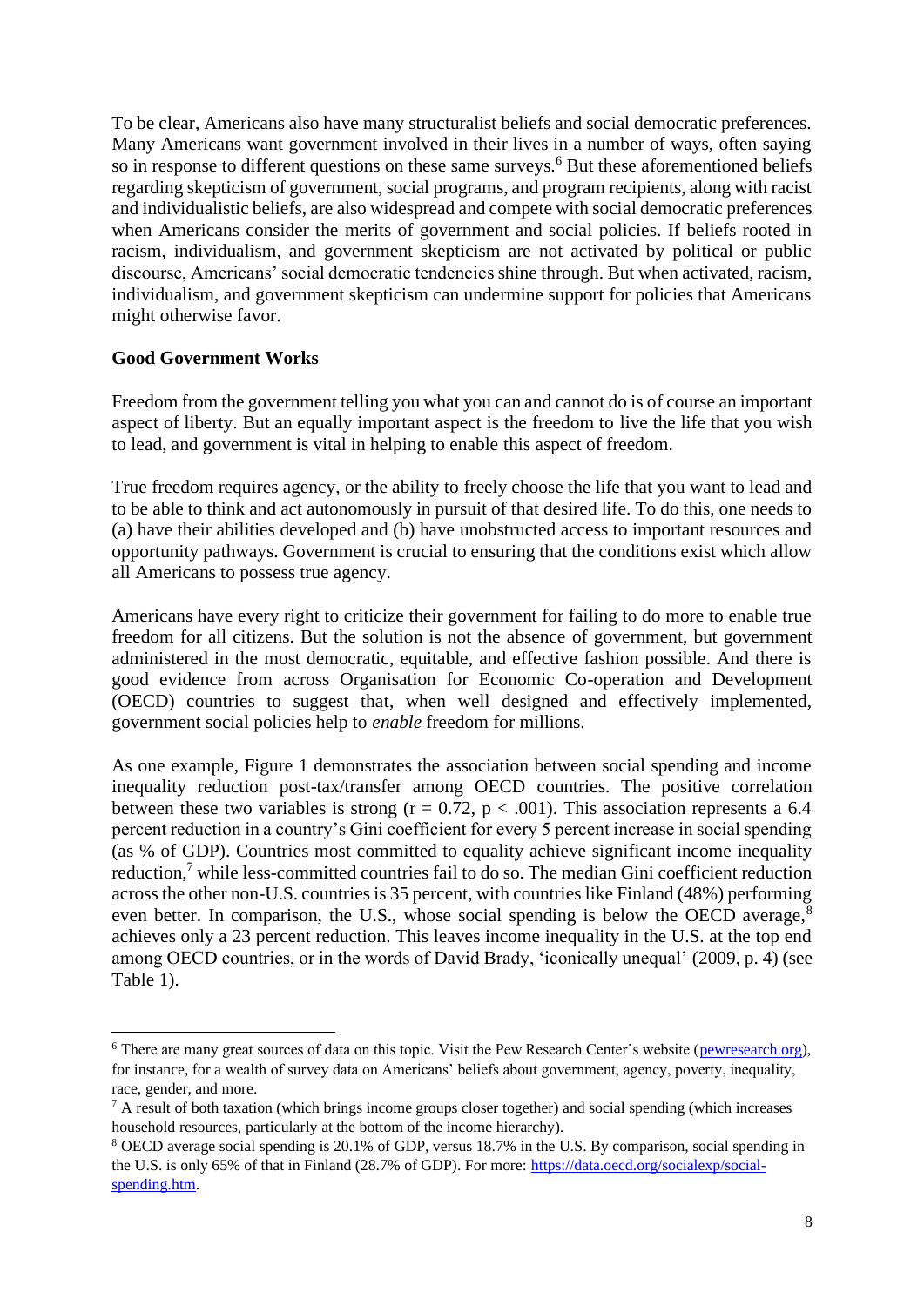To be clear, Americans also have many structuralist beliefs and social democratic preferences. Many Americans want government involved in their lives in a number of ways, often saying so in response to different questions on these same surveys.[6] But these aforementioned beliefs regarding skepticism of government, social programs, and program recipients, along with racist and individualistic beliefs, are also widespread and compete with social democratic preferences when Americans consider the merits of government and social policies. If beliefs rooted in racism, individualism, and government skepticism are not activated by political or public discourse, Americans' social democratic tendencies shine through. But when activated, racism, individualism, and government skepticism can undermine support for policies that Americans might otherwise favor.

**Good Government Works**

Freedom from the government telling you what you can and cannot do is of course an important aspect of liberty. But an equally important aspect is the freedom to live the life that you wish to lead, and government is vital in helping to enable this aspect of freedom.

True freedom requires agency, or the ability to freely choose the life that you want to lead and to be able to think and act autonomously in pursuit of that desired life. To do this, one needs to (a) have their abilities developed and (b) have unobstructed access to important resources and opportunity pathways. Government is crucial to ensuring that the conditions exist which allow all Americans to possess true agency.

Americans have every right to criticize their government for failing to do more to enable true freedom for all citizens. But the solution is not the absence of government, but government administered in the most democratic, equitable, and effective fashion possible. And there is good evidence from across Organisation for Economic Co-operation and Development (OECD) countries to suggest that, when well designed and effectively implemented, government social policies help to *enable* freedom for millions.

As one example, Figure 1 demonstrates the association between social spending and income inequality reduction post-tax/transfer among OECD countries. The positive correlation between these two variables is strong ($r = 0.72$, $p < .001$). This association represents a 6.4 percent reduction in a country's Gini coefficient for every 5 percent increase in social spending (as % of GDP). Countries most committed to equality achieve significant income inequality reduction,[7] while less-committed countries fail to do so. The median Gini coefficient reduction across the other non-U.S. countries is 35 percent, with countries like Finland (48%) performing even better. In comparison, the U.S., whose social spending is below the OECD average,[8] achieves only a 23 percent reduction. This leaves income inequality in the U.S. at the top end among OECD countries, or in the words of David Brady, 'iconically unequal' (2009, p. 4) (see Table 1).

---

[6] There are many great sources of data on this topic. Visit the Pew Research Center's website (pewresearch.org), for instance, for a wealth of survey data on Americans' beliefs about government, agency, poverty, inequality, race, gender, and more.

[7] A result of both taxation (which brings income groups closer together) and social spending (which increases household resources, particularly at the bottom of the income hierarchy).

[8] OECD average social spending is 20.1% of GDP, versus 18.7% in the U.S. By comparison, social spending in the U.S. is only 65% of that in Finland (28.7% of GDP). For more: https://data.oecd.org/socialexp/social-spending.htm.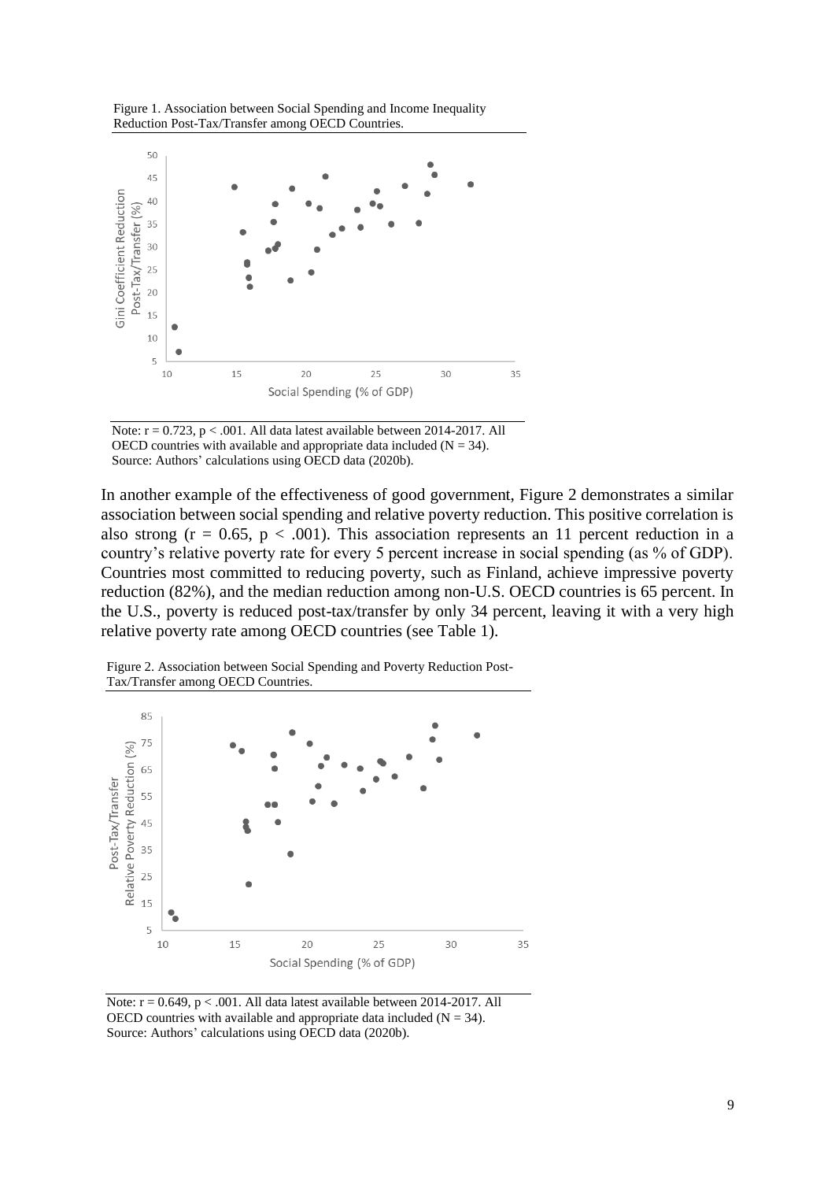Figure 1. Association between Social Spending and Income Inequality Reduction Post-Tax/Transfer among OECD Countries.

50
45
40
35
30
25
20
15
10
5

Gini Coefficient Reduction Post-Tax/Transfer (%)

10 15 20 25 30 35

Social Spending (% of GDP)

Note: $r = 0.723$, $p < .001$. All data latest available between 2014-2017. All OECD countries with available and appropriate data included ($N = 34$). Source: Authors' calculations using OECD data (2020b).

In another example of the effectiveness of good government, Figure 2 demonstrates a similar association between social spending and relative poverty reduction. This positive correlation is also strong ($r = 0.65$, $p < .001$). This association represents an 11 percent reduction in a country's relative poverty rate for every 5 percent increase in social spending (as % of GDP). Countries most committed to reducing poverty, such as Finland, achieve impressive poverty reduction (82%), and the median reduction among non-U.S. OECD countries is 65 percent. In the U.S., poverty is reduced post-tax/transfer by only 34 percent, leaving it with a very high relative poverty rate among OECD countries (see Table 1).

Figure 2. Association between Social Spending and Poverty Reduction Post-Tax/Transfer among OECD Countries.

85
75
65
55
45
35
25
15
5

Post-Tax/Transfer Relative Poverty Reduction (%)

10 15 20 25 30 35

Social Spending (% of GDP)

Note: $r = 0.649$, $p < .001$. All data latest available between 2014-2017. All OECD countries with available and appropriate data included ($N = 34$). Source: Authors' calculations using OECD data (2020b).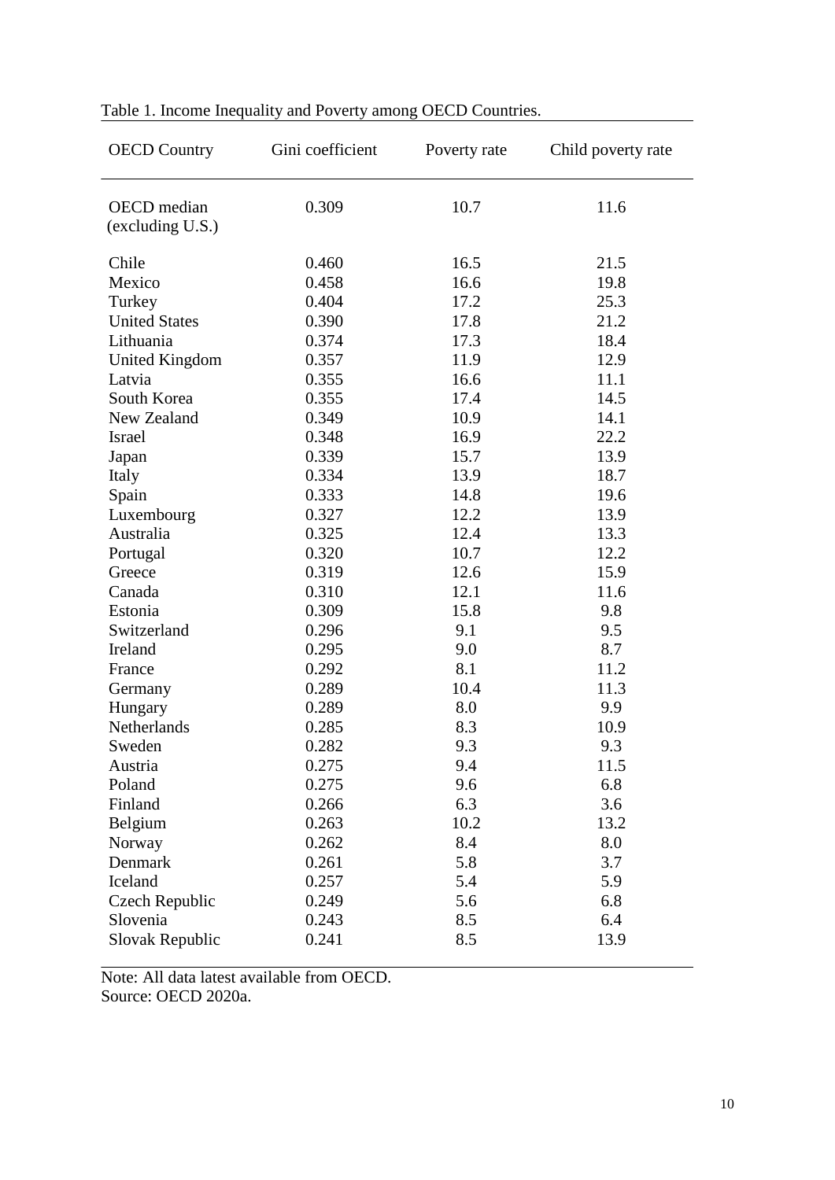Table 1. Income Inequality and Poverty among OECD Countries.

| OECD Country | Gini coefficient | Poverty rate | Child poverty rate |
|---|---|---|---|
| OECD median (excluding U.S.) | 0.309 | 10.7 | 11.6 |
| Chile | 0.460 | 16.5 | 21.5 |
| Mexico | 0.458 | 16.6 | 19.8 |
| Turkey | 0.404 | 17.2 | 25.3 |
| United States | 0.390 | 17.8 | 21.2 |
| Lithuania | 0.374 | 17.3 | 18.4 |
| United Kingdom | 0.357 | 11.9 | 12.9 |
| Latvia | 0.355 | 16.6 | 11.1 |
| South Korea | 0.355 | 17.4 | 14.5 |
| New Zealand | 0.349 | 10.9 | 14.1 |
| Israel | 0.348 | 16.9 | 22.2 |
| Japan | 0.339 | 15.7 | 13.9 |
| Italy | 0.334 | 13.9 | 18.7 |
| Spain | 0.333 | 14.8 | 19.6 |
| Luxembourg | 0.327 | 12.2 | 13.9 |
| Australia | 0.325 | 12.4 | 13.3 |
| Portugal | 0.320 | 10.7 | 12.2 |
| Greece | 0.319 | 12.6 | 15.9 |
| Canada | 0.310 | 12.1 | 11.6 |
| Estonia | 0.309 | 15.8 | 9.8 |
| Switzerland | 0.296 | 9.1 | 9.5 |
| Ireland | 0.295 | 9.0 | 8.7 |
| France | 0.292 | 8.1 | 11.2 |
| Germany | 0.289 | 10.4 | 11.3 |
| Hungary | 0.289 | 8.0 | 9.9 |
| Netherlands | 0.285 | 8.3 | 10.9 |
| Sweden | 0.282 | 9.3 | 9.3 |
| Austria | 0.275 | 9.4 | 11.5 |
| Poland | 0.275 | 9.6 | 6.8 |
| Finland | 0.266 | 6.3 | 3.6 |
| Belgium | 0.263 | 10.2 | 13.2 |
| Norway | 0.262 | 8.4 | 8.0 |
| Denmark | 0.261 | 5.8 | 3.7 |
| Iceland | 0.257 | 5.4 | 5.9 |
| Czech Republic | 0.249 | 5.6 | 6.8 |
| Slovenia | 0.243 | 8.5 | 6.4 |
| Slovak Republic | 0.241 | 8.5 | 13.9 |

Note: All data latest available from OECD.
Source: OECD 2020a.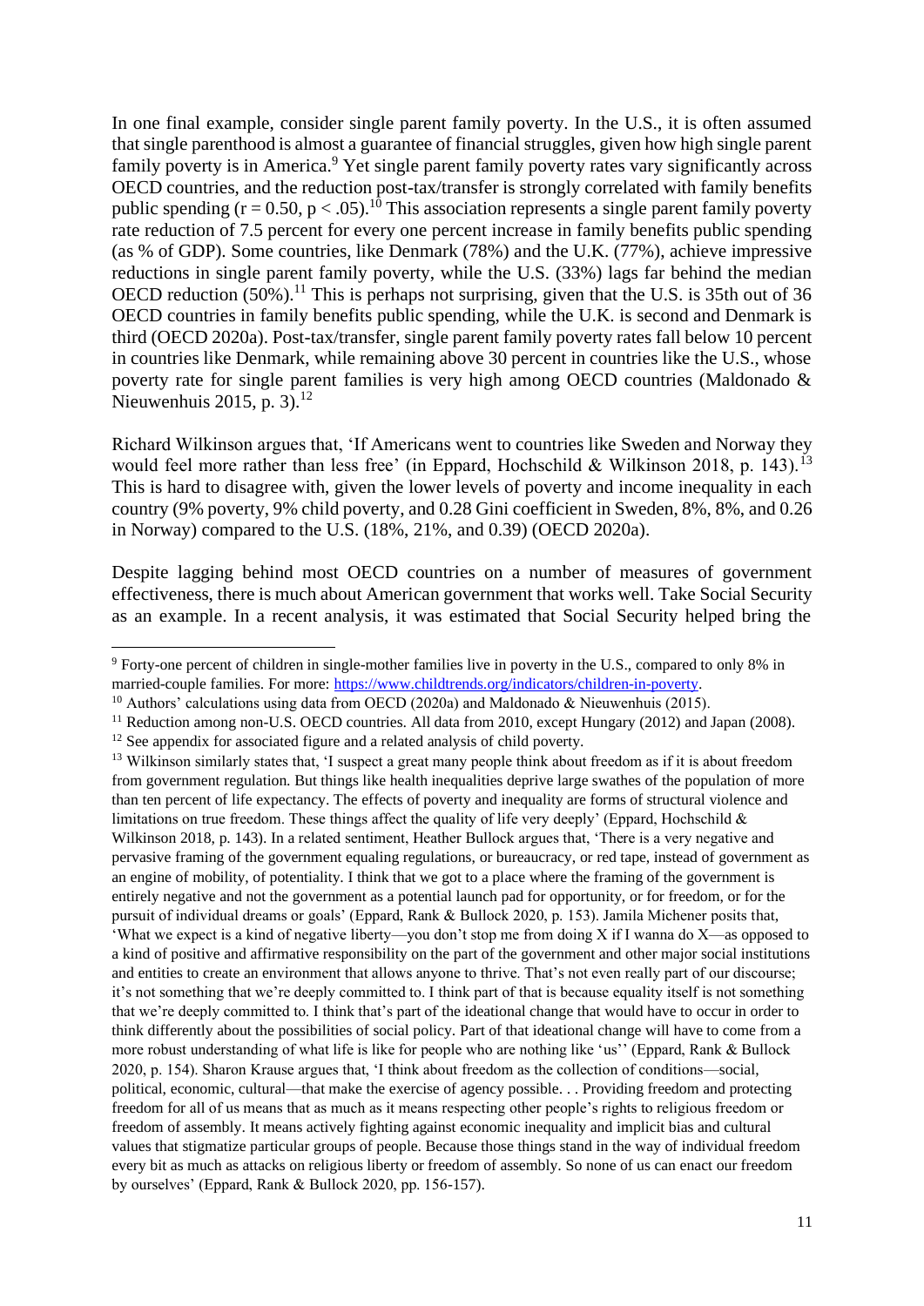In one final example, consider single parent family poverty. In the U.S., it is often assumed that single parenthood is almost a guarantee of financial struggles, given how high single parent family poverty is in America.[9] Yet single parent family poverty rates vary significantly across OECD countries, and the reduction post-tax/transfer is strongly correlated with family benefits public spending ($r = 0.50$, $p < .05$).[10] This association represents a single parent family poverty rate reduction of 7.5 percent for every one percent increase in family benefits public spending (as % of GDP). Some countries, like Denmark (78%) and the U.K. (77%), achieve impressive reductions in single parent family poverty, while the U.S. (33%) lags far behind the median OECD reduction (50%).[11] This is perhaps not surprising, given that the U.S. is 35th out of 36 OECD countries in family benefits public spending, while the U.K. is second and Denmark is third (OECD 2020a). Post-tax/transfer, single parent family poverty rates fall below 10 percent in countries like Denmark, while remaining above 30 percent in countries like the U.S., whose poverty rate for single parent families is very high among OECD countries (Maldonado & Nieuwenhuis 2015, p. 3).[12]

Richard Wilkinson argues that, 'If Americans went to countries like Sweden and Norway they would feel more rather than less free' (in Eppard, Hochschild & Wilkinson 2018, p. 143).[13] This is hard to disagree with, given the lower levels of poverty and income inequality in each country (9% poverty, 9% child poverty, and 0.28 Gini coefficient in Sweden, 8%, 8%, and 0.26 in Norway) compared to the U.S. (18%, 21%, and 0.39) (OECD 2020a).

Despite lagging behind most OECD countries on a number of measures of government effectiveness, there is much about American government that works well. Take Social Security as an example. In a recent analysis, it was estimated that Social Security helped bring the

---

[9] Forty-one percent of children in single-mother families live in poverty in the U.S., compared to only 8% in married-couple families. For more: https://www.childtrends.org/indicators/children-in-poverty.

[10] Authors' calculations using data from OECD (2020a) and Maldonado & Nieuwenhuis (2015).

[11] Reduction among non-U.S. OECD countries. All data from 2010, except Hungary (2012) and Japan (2008).

[12] See appendix for associated figure and a related analysis of child poverty.

[13] Wilkinson similarly states that, 'I suspect a great many people think about freedom as if it is about freedom from government regulation. But things like health inequalities deprive large swathes of the population of more than ten percent of life expectancy. The effects of poverty and inequality are forms of structural violence and limitations on true freedom. These things affect the quality of life very deeply' (Eppard, Hochschild & Wilkinson 2018, p. 143). In a related sentiment, Heather Bullock argues that, 'There is a very negative and pervasive framing of the government equaling regulations, or bureaucracy, or red tape, instead of government as an engine of mobility, of potentiality. I think that we got to a place where the framing of the government is entirely negative and not the government as a potential launch pad for opportunity, or for freedom, or for the pursuit of individual dreams or goals' (Eppard, Rank & Bullock 2020, p. 153). Jamila Michener posits that, 'What we expect is a kind of negative liberty—you don't stop me from doing X if I wanna do X—as opposed to a kind of positive and affirmative responsibility on the part of the government and other major social institutions and entities to create an environment that allows anyone to thrive. That's not even really part of our discourse; it's not something that we're deeply committed to. I think part of that is because equality itself is not something that we're deeply committed to. I think that's part of the ideational change that would have to occur in order to think differently about the possibilities of social policy. Part of that ideational change will have to come from a more robust understanding of what life is like for people who are nothing like 'us'' (Eppard, Rank & Bullock 2020, p. 154). Sharon Krause argues that, 'I think about freedom as the collection of conditions—social, political, economic, cultural—that make the exercise of agency possible. . . Providing freedom and protecting freedom for all of us means that as much as it means respecting other people's rights to religious freedom or freedom of assembly. It means actively fighting against economic inequality and implicit bias and cultural values that stigmatize particular groups of people. Because those things stand in the way of individual freedom every bit as much as attacks on religious liberty or freedom of assembly. So none of us can enact our freedom by ourselves' (Eppard, Rank & Bullock 2020, pp. 156-157).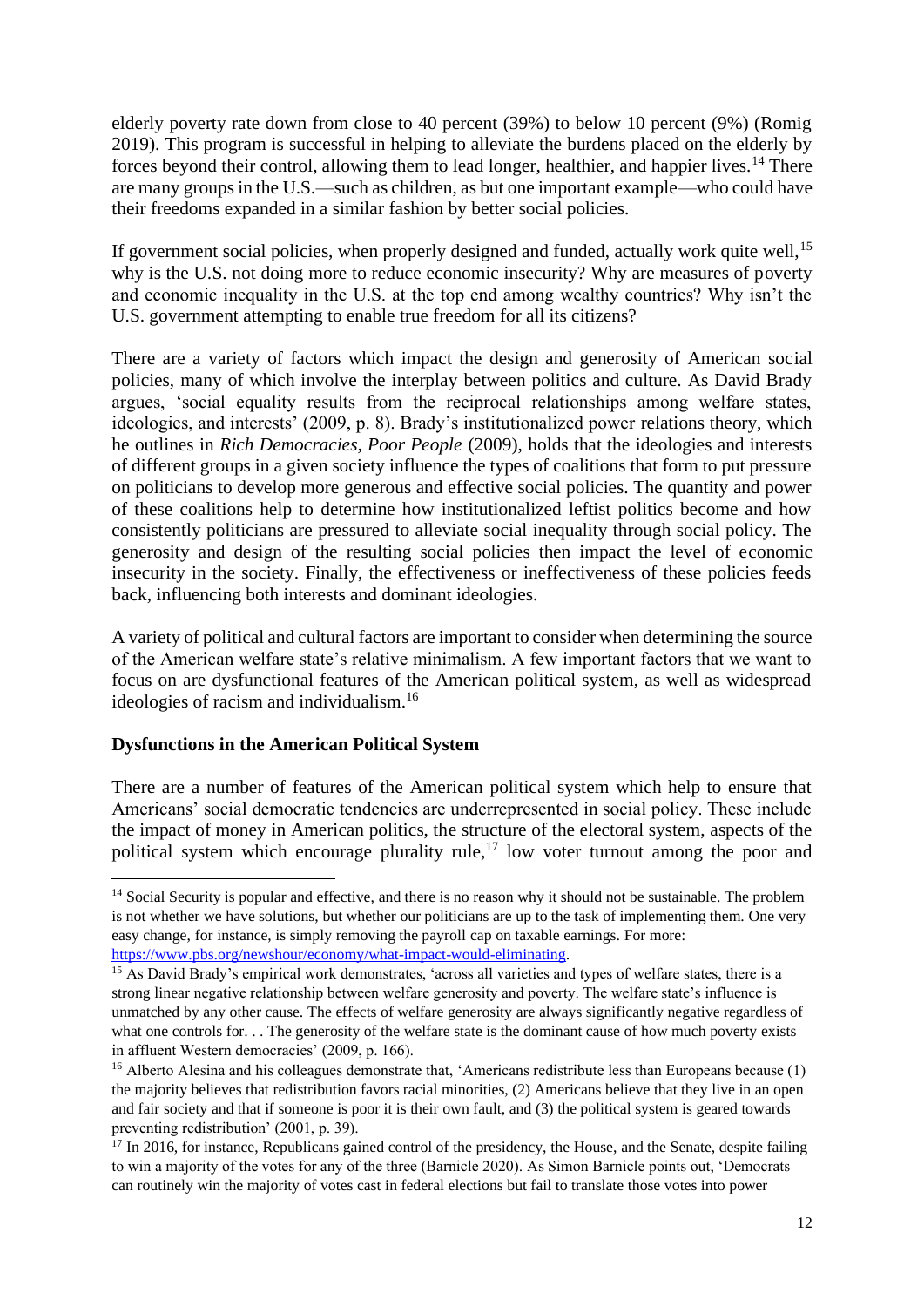elderly poverty rate down from close to 40 percent (39%) to below 10 percent (9%) (Romig 2019). This program is successful in helping to alleviate the burdens placed on the elderly by forces beyond their control, allowing them to lead longer, healthier, and happier lives.[14] There are many groups in the U.S.—such as children, as but one important example—who could have their freedoms expanded in a similar fashion by better social policies.

If government social policies, when properly designed and funded, actually work quite well,[15] why is the U.S. not doing more to reduce economic insecurity? Why are measures of poverty and economic inequality in the U.S. at the top end among wealthy countries? Why isn't the U.S. government attempting to enable true freedom for all its citizens?

There are a variety of factors which impact the design and generosity of American social policies, many of which involve the interplay between politics and culture. As David Brady argues, 'social equality results from the reciprocal relationships among welfare states, ideologies, and interests' (2009, p. 8). Brady's institutionalized power relations theory, which he outlines in *Rich Democracies, Poor People* (2009), holds that the ideologies and interests of different groups in a given society influence the types of coalitions that form to put pressure on politicians to develop more generous and effective social policies. The quantity and power of these coalitions help to determine how institutionalized leftist politics become and how consistently politicians are pressured to alleviate social inequality through social policy. The generosity and design of the resulting social policies then impact the level of economic insecurity in the society. Finally, the effectiveness or ineffectiveness of these policies feeds back, influencing both interests and dominant ideologies.

A variety of political and cultural factors are important to consider when determining the source of the American welfare state's relative minimalism. A few important factors that we want to focus on are dysfunctional features of the American political system, as well as widespread ideologies of racism and individualism.[16]

## Dysfunctions in the American Political System

There are a number of features of the American political system which help to ensure that Americans' social democratic tendencies are underrepresented in social policy. These include the impact of money in American politics, the structure of the electoral system, aspects of the political system which encourage plurality rule,[17] low voter turnout among the poor and

---

[14] Social Security is popular and effective, and there is no reason why it should not be sustainable. The problem is not whether we have solutions, but whether our politicians are up to the task of implementing them. One very easy change, for instance, is simply removing the payroll cap on taxable earnings. For more: https://www.pbs.org/newshour/economy/what-impact-would-eliminating.

[15] As David Brady's empirical work demonstrates, 'across all varieties and types of welfare states, there is a strong linear negative relationship between welfare generosity and poverty. The welfare state's influence is unmatched by any other cause. The effects of welfare generosity are always significantly negative regardless of what one controls for. . . The generosity of the welfare state is the dominant cause of how much poverty exists in affluent Western democracies' (2009, p. 166).

[16] Alberto Alesina and his colleagues demonstrate that, 'Americans redistribute less than Europeans because (1) the majority believes that redistribution favors racial minorities, (2) Americans believe that they live in an open and fair society and that if someone is poor it is their own fault, and (3) the political system is geared towards preventing redistribution' (2001, p. 39).

[17] In 2016, for instance, Republicans gained control of the presidency, the House, and the Senate, despite failing to win a majority of the votes for any of the three (Barnicle 2020). As Simon Barnicle points out, 'Democrats can routinely win the majority of votes cast in federal elections but fail to translate those votes into power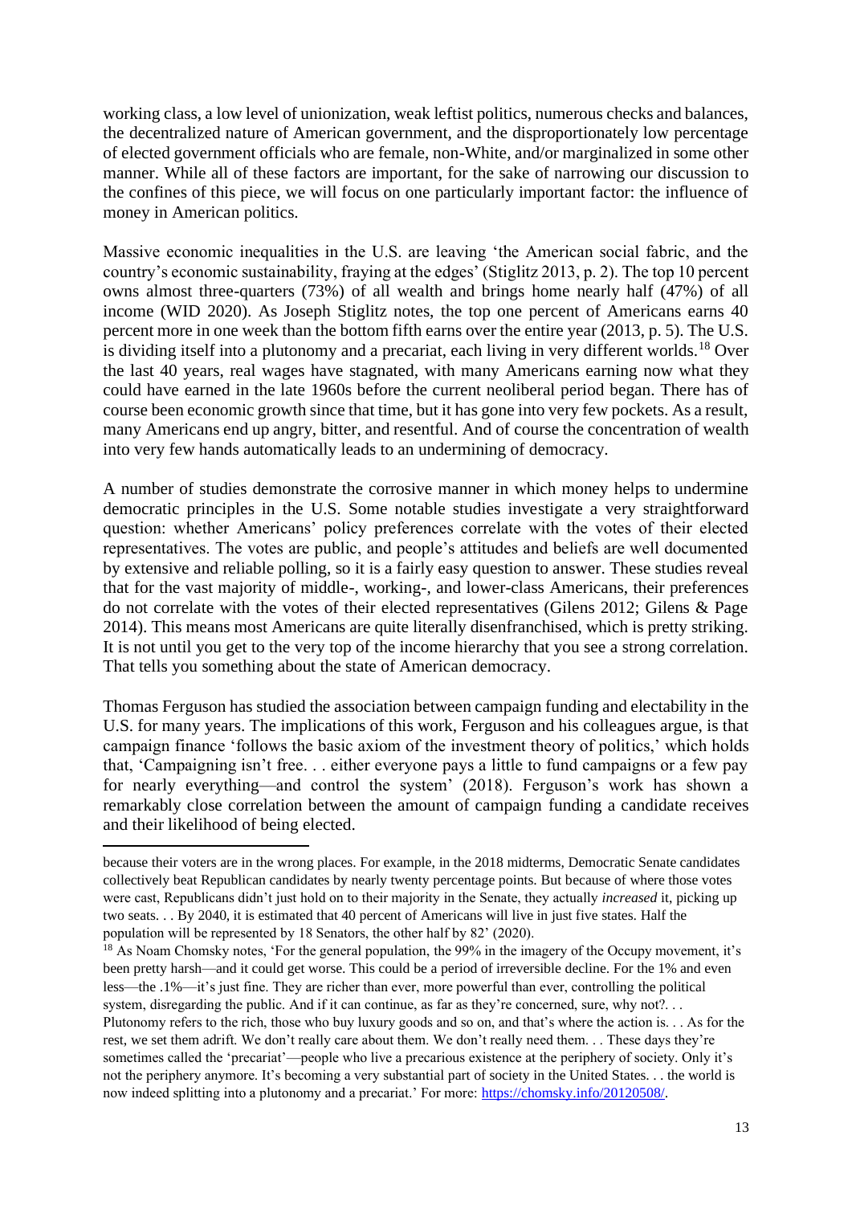working class, a low level of unionization, weak leftist politics, numerous checks and balances, the decentralized nature of American government, and the disproportionately low percentage of elected government officials who are female, non-White, and/or marginalized in some other manner. While all of these factors are important, for the sake of narrowing our discussion to the confines of this piece, we will focus on one particularly important factor: the influence of money in American politics.

Massive economic inequalities in the U.S. are leaving 'the American social fabric, and the country's economic sustainability, fraying at the edges' (Stiglitz 2013, p. 2). The top 10 percent owns almost three-quarters (73%) of all wealth and brings home nearly half (47%) of all income (WID 2020). As Joseph Stiglitz notes, the top one percent of Americans earns 40 percent more in one week than the bottom fifth earns over the entire year (2013, p. 5). The U.S. is dividing itself into a plutonomy and a precariat, each living in very different worlds.[18] Over the last 40 years, real wages have stagnated, with many Americans earning now what they could have earned in the late 1960s before the current neoliberal period began. There has of course been economic growth since that time, but it has gone into very few pockets. As a result, many Americans end up angry, bitter, and resentful. And of course the concentration of wealth into very few hands automatically leads to an undermining of democracy.

A number of studies demonstrate the corrosive manner in which money helps to undermine democratic principles in the U.S. Some notable studies investigate a very straightforward question: whether Americans' policy preferences correlate with the votes of their elected representatives. The votes are public, and people's attitudes and beliefs are well documented by extensive and reliable polling, so it is a fairly easy question to answer. These studies reveal that for the vast majority of middle-, working-, and lower-class Americans, their preferences do not correlate with the votes of their elected representatives (Gilens 2012; Gilens & Page 2014). This means most Americans are quite literally disenfranchised, which is pretty striking. It is not until you get to the very top of the income hierarchy that you see a strong correlation. That tells you something about the state of American democracy.

Thomas Ferguson has studied the association between campaign funding and electability in the U.S. for many years. The implications of this work, Ferguson and his colleagues argue, is that campaign finance 'follows the basic axiom of the investment theory of politics,' which holds that, 'Campaigning isn't free. . . either everyone pays a little to fund campaigns or a few pay for nearly everything—and control the system' (2018). Ferguson's work has shown a remarkably close correlation between the amount of campaign funding a candidate receives and their likelihood of being elected.

---

because their voters are in the wrong places. For example, in the 2018 midterms, Democratic Senate candidates collectively beat Republican candidates by nearly twenty percentage points. But because of where those votes were cast, Republicans didn't just hold on to their majority in the Senate, they actually *increased* it, picking up two seats. . . By 2040, it is estimated that 40 percent of Americans will live in just five states. Half the population will be represented by 18 Senators, the other half by 82' (2020).

[18] As Noam Chomsky notes, 'For the general population, the 99% in the imagery of the Occupy movement, it's been pretty harsh—and it could get worse. This could be a period of irreversible decline. For the 1% and even less—the .1%—it's just fine. They are richer than ever, more powerful than ever, controlling the political system, disregarding the public. And if it can continue, as far as they're concerned, sure, why not?. . . Plutonomy refers to the rich, those who buy luxury goods and so on, and that's where the action is. . . As for the rest, we set them adrift. We don't really care about them. We don't really need them. . . These days they're sometimes called the 'precariat'—people who live a precarious existence at the periphery of society. Only it's not the periphery anymore. It's becoming a very substantial part of society in the United States. . . the world is now indeed splitting into a plutonomy and a precariat.' For more: https://chomsky.info/20120508/.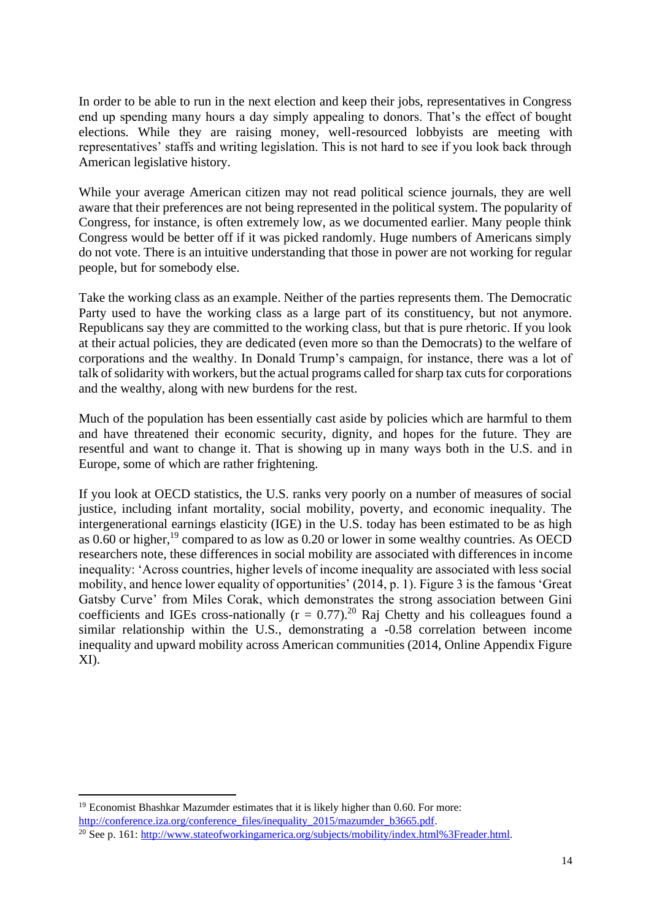In order to be able to run in the next election and keep their jobs, representatives in Congress end up spending many hours a day simply appealing to donors. That's the effect of bought elections. While they are raising money, well-resourced lobbyists are meeting with representatives' staffs and writing legislation. This is not hard to see if you look back through American legislative history.

While your average American citizen may not read political science journals, they are well aware that their preferences are not being represented in the political system. The popularity of Congress, for instance, is often extremely low, as we documented earlier. Many people think Congress would be better off if it was picked randomly. Huge numbers of Americans simply do not vote. There is an intuitive understanding that those in power are not working for regular people, but for somebody else.

Take the working class as an example. Neither of the parties represents them. The Democratic Party used to have the working class as a large part of its constituency, but not anymore. Republicans say they are committed to the working class, but that is pure rhetoric. If you look at their actual policies, they are dedicated (even more so than the Democrats) to the welfare of corporations and the wealthy. In Donald Trump's campaign, for instance, there was a lot of talk of solidarity with workers, but the actual programs called for sharp tax cuts for corporations and the wealthy, along with new burdens for the rest.

Much of the population has been essentially cast aside by policies which are harmful to them and have threatened their economic security, dignity, and hopes for the future. They are resentful and want to change it. That is showing up in many ways both in the U.S. and in Europe, some of which are rather frightening.

If you look at OECD statistics, the U.S. ranks very poorly on a number of measures of social justice, including infant mortality, social mobility, poverty, and economic inequality. The intergenerational earnings elasticity (IGE) in the U.S. today has been estimated to be as high as 0.60 or higher,[19] compared to as low as 0.20 or lower in some wealthy countries. As OECD researchers note, these differences in social mobility are associated with differences in income inequality: 'Across countries, higher levels of income inequality are associated with less social mobility, and hence lower equality of opportunities' (2014, p. 1). Figure 3 is the famous 'Great Gatsby Curve' from Miles Corak, which demonstrates the strong association between Gini coefficients and IGEs cross-nationally ($r = 0.77$).[20] Raj Chetty and his colleagues found a similar relationship within the U.S., demonstrating a -0.58 correlation between income inequality and upward mobility across American communities (2014, Online Appendix Figure XI).

---

[19] Economist Bhashkar Mazumder estimates that it is likely higher than 0.60. For more: http://conference.iza.org/conference_files/inequality_2015/mazumder_b3665.pdf.

[20] See p. 161: http://www.stateofworkingamerica.org/subjects/mobility/index.html%3Freader.html.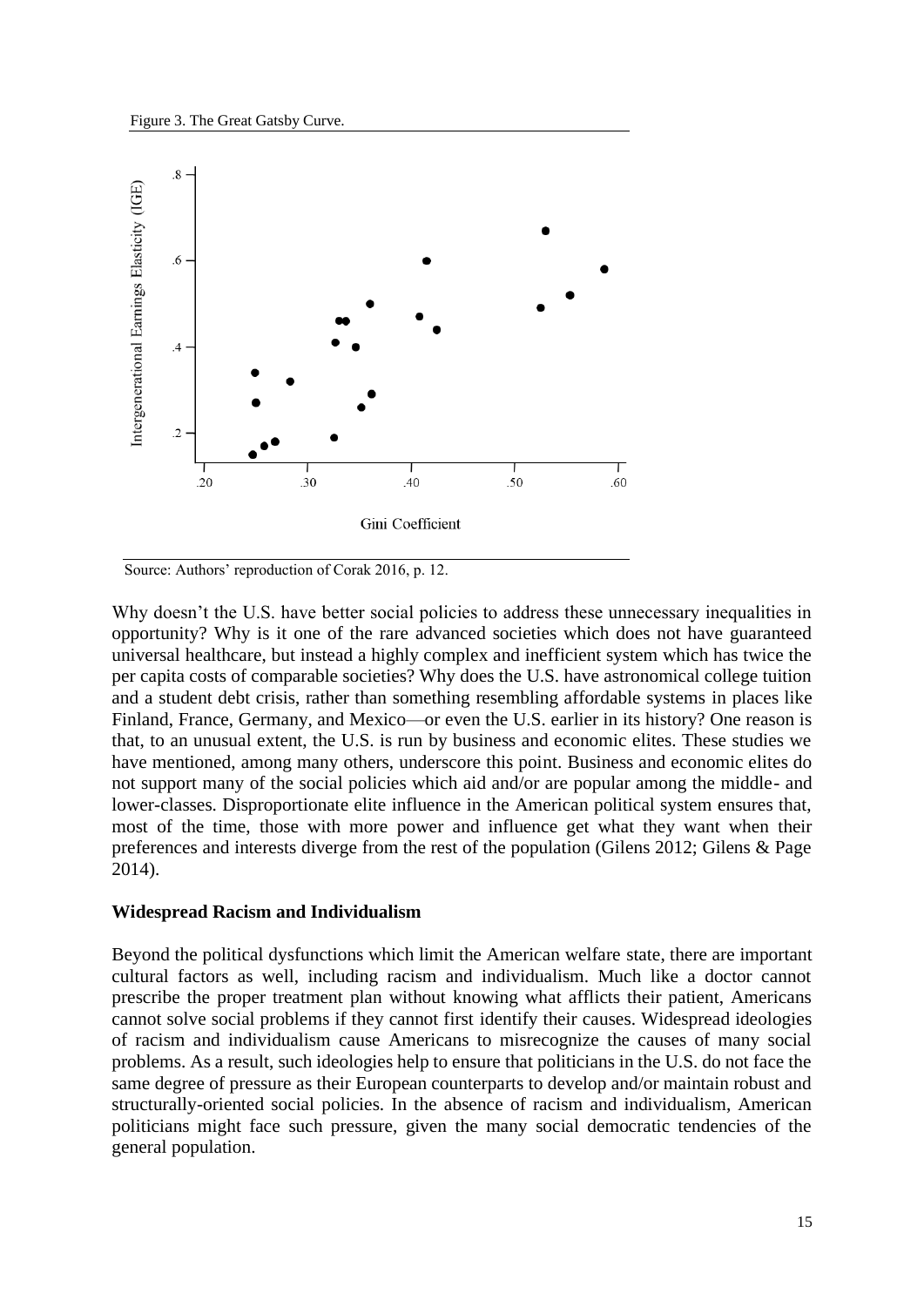Figure 3. The Great Gatsby Curve.

Intergenerational Earnings Elasticity (IGE)

.8

.6

.4

.2

.20

.30

.40

.50

.60

Gini Coefficient

Source: Authors' reproduction of Corak 2016, p. 12.

Why doesn't the U.S. have better social policies to address these unnecessary inequalities in opportunity? Why is it one of the rare advanced societies which does not have guaranteed universal healthcare, but instead a highly complex and inefficient system which has twice the per capita costs of comparable societies? Why does the U.S. have astronomical college tuition and a student debt crisis, rather than something resembling affordable systems in places like Finland, France, Germany, and Mexico—or even the U.S. earlier in its history? One reason is that, to an unusual extent, the U.S. is run by business and economic elites. These studies we have mentioned, among many others, underscore this point. Business and economic elites do not support many of the social policies which aid and/or are popular among the middle- and lower-classes. Disproportionate elite influence in the American political system ensures that, most of the time, those with more power and influence get what they want when their preferences and interests diverge from the rest of the population (Gilens 2012; Gilens & Page 2014).

## Widespread Racism and Individualism

Beyond the political dysfunctions which limit the American welfare state, there are important cultural factors as well, including racism and individualism. Much like a doctor cannot prescribe the proper treatment plan without knowing what afflicts their patient, Americans cannot solve social problems if they cannot first identify their causes. Widespread ideologies of racism and individualism cause Americans to misrecognize the causes of many social problems. As a result, such ideologies help to ensure that politicians in the U.S. do not face the same degree of pressure as their European counterparts to develop and/or maintain robust and structurally-oriented social policies. In the absence of racism and individualism, American politicians might face such pressure, given the many social democratic tendencies of the general population.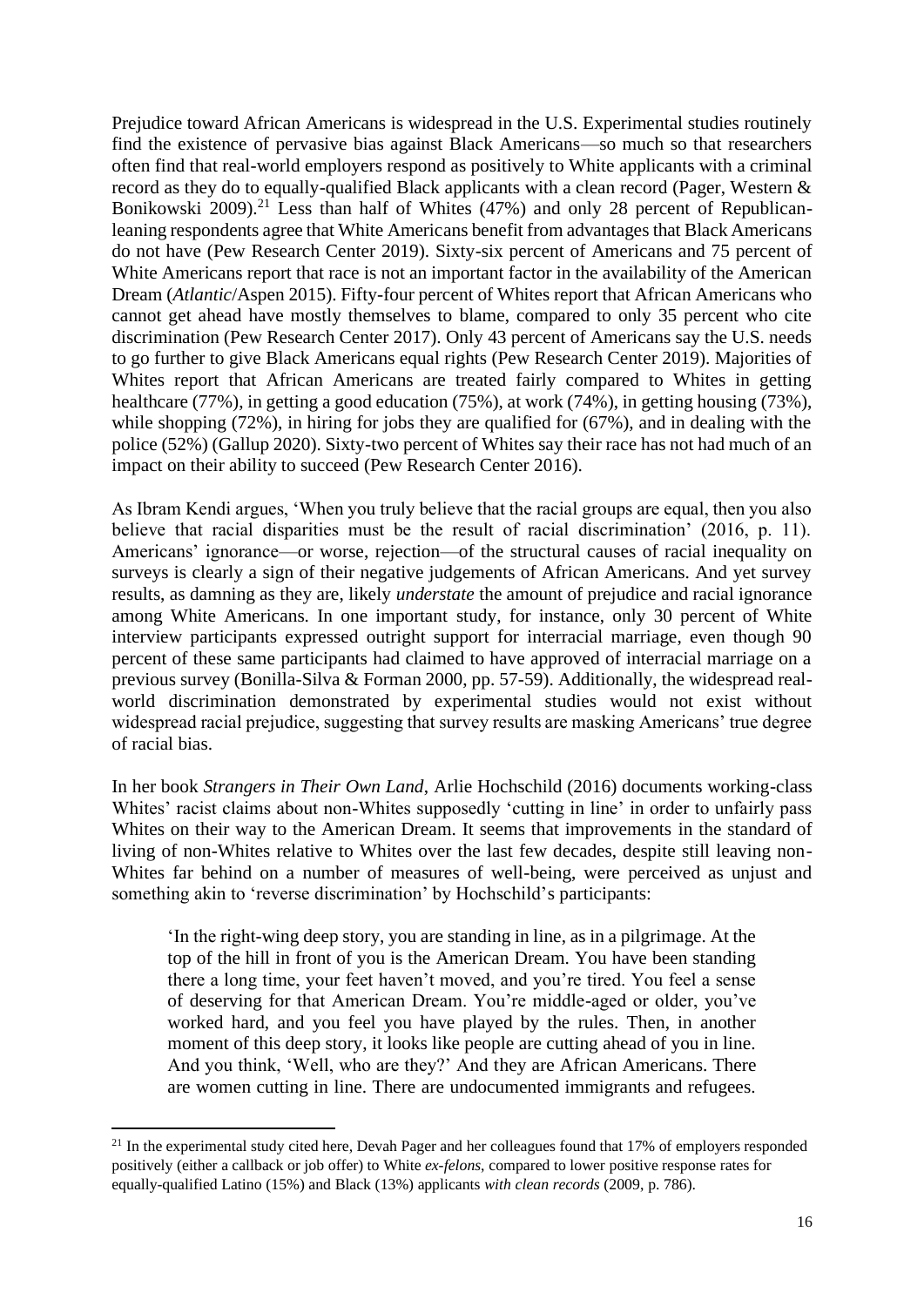Prejudice toward African Americans is widespread in the U.S. Experimental studies routinely find the existence of pervasive bias against Black Americans—so much so that researchers often find that real-world employers respond as positively to White applicants with a criminal record as they do to equally-qualified Black applicants with a clean record (Pager, Western & Bonikowski 2009).[21] Less than half of Whites (47%) and only 28 percent of Republican-leaning respondents agree that White Americans benefit from advantages that Black Americans do not have (Pew Research Center 2019). Sixty-six percent of Americans and 75 percent of White Americans report that race is not an important factor in the availability of the American Dream (*Atlantic*/Aspen 2015). Fifty-four percent of Whites report that African Americans who cannot get ahead have mostly themselves to blame, compared to only 35 percent who cite discrimination (Pew Research Center 2017). Only 43 percent of Americans say the U.S. needs to go further to give Black Americans equal rights (Pew Research Center 2019). Majorities of Whites report that African Americans are treated fairly compared to Whites in getting healthcare (77%), in getting a good education (75%), at work (74%), in getting housing (73%), while shopping (72%), in hiring for jobs they are qualified for (67%), and in dealing with the police (52%) (Gallup 2020). Sixty-two percent of Whites say their race has not had much of an impact on their ability to succeed (Pew Research Center 2016).

As Ibram Kendi argues, 'When you truly believe that the racial groups are equal, then you also believe that racial disparities must be the result of racial discrimination' (2016, p. 11). Americans' ignorance—or worse, rejection—of the structural causes of racial inequality on surveys is clearly a sign of their negative judgements of African Americans. And yet survey results, as damning as they are, likely *understate* the amount of prejudice and racial ignorance among White Americans. In one important study, for instance, only 30 percent of White interview participants expressed outright support for interracial marriage, even though 90 percent of these same participants had claimed to have approved of interracial marriage on a previous survey (Bonilla-Silva & Forman 2000, pp. 57-59). Additionally, the widespread real-world discrimination demonstrated by experimental studies would not exist without widespread racial prejudice, suggesting that survey results are masking Americans' true degree of racial bias.

In her book *Strangers in Their Own Land*, Arlie Hochschild (2016) documents working-class Whites' racist claims about non-Whites supposedly 'cutting in line' in order to unfairly pass Whites on their way to the American Dream. It seems that improvements in the standard of living of non-Whites relative to Whites over the last few decades, despite still leaving non-Whites far behind on a number of measures of well-being, were perceived as unjust and something akin to 'reverse discrimination' by Hochschild's participants:

> 'In the right-wing deep story, you are standing in line, as in a pilgrimage. At the top of the hill in front of you is the American Dream. You have been standing there a long time, your feet haven't moved, and you're tired. You feel a sense of deserving for that American Dream. You're middle-aged or older, you've worked hard, and you feel you have played by the rules. Then, in another moment of this deep story, it looks like people are cutting ahead of you in line. And you think, 'Well, who are they?' And they are African Americans. There are women cutting in line. There are undocumented immigrants and refugees.

[21] In the experimental study cited here, Devah Pager and her colleagues found that 17% of employers responded positively (either a callback or job offer) to White *ex-felons*, compared to lower positive response rates for equally-qualified Latino (15%) and Black (13%) applicants *with clean records* (2009, p. 786).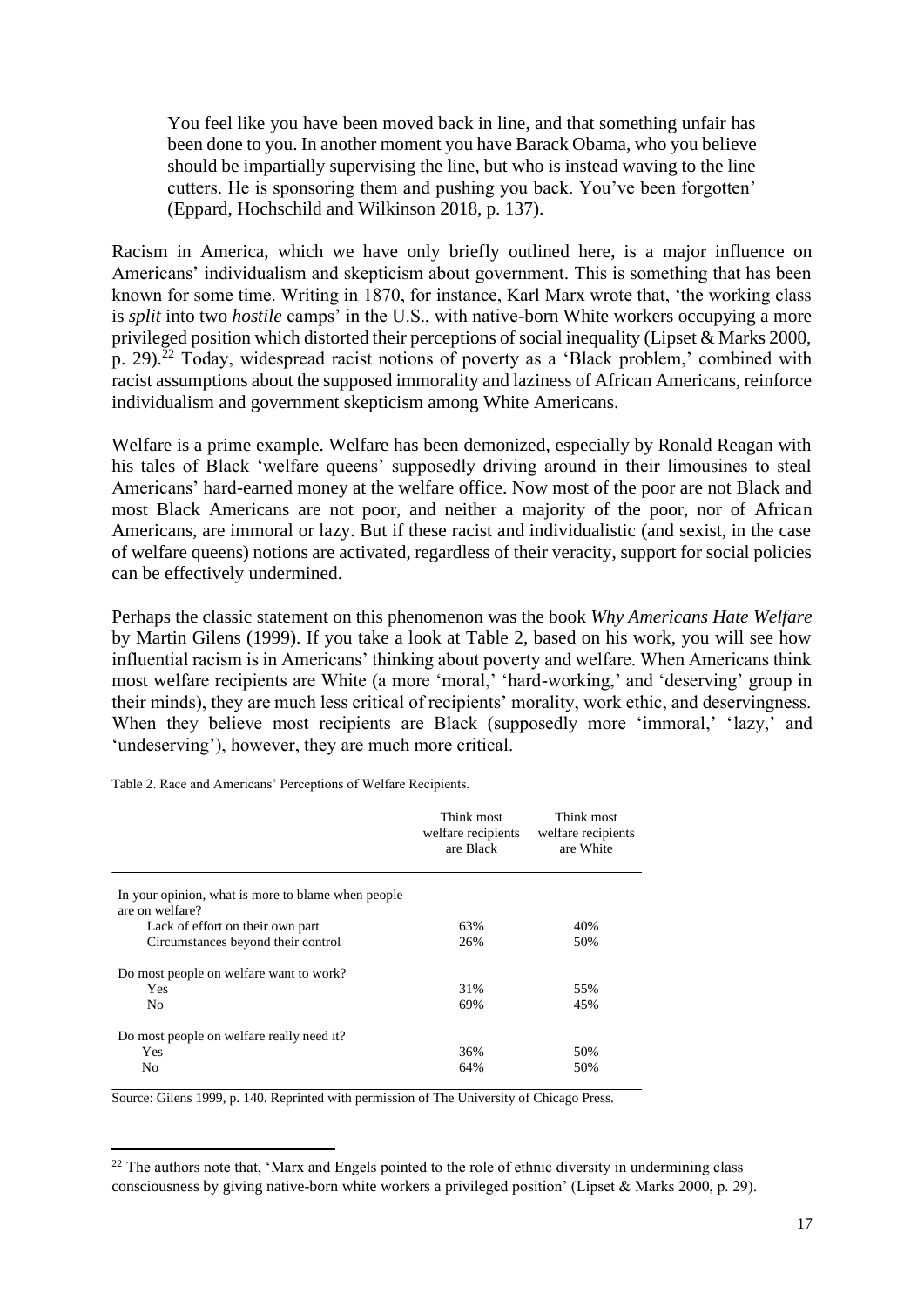> You feel like you have been moved back in line, and that something unfair has been done to you. In another moment you have Barack Obama, who you believe should be impartially supervising the line, but who is instead waving to the line cutters. He is sponsoring them and pushing you back. You've been forgotten' (Eppard, Hochschild and Wilkinson 2018, p. 137).

Racism in America, which we have only briefly outlined here, is a major influence on Americans' individualism and skepticism about government. This is something that has been known for some time. Writing in 1870, for instance, Karl Marx wrote that, 'the working class is *split* into two *hostile* camps' in the U.S., with native-born White workers occupying a more privileged position which distorted their perceptions of social inequality (Lipset & Marks 2000, p. 29).[22] Today, widespread racist notions of poverty as a 'Black problem,' combined with racist assumptions about the supposed immorality and laziness of African Americans, reinforce individualism and government skepticism among White Americans.

Welfare is a prime example. Welfare has been demonized, especially by Ronald Reagan with his tales of Black 'welfare queens' supposedly driving around in their limousines to steal Americans' hard-earned money at the welfare office. Now most of the poor are not Black and most Black Americans are not poor, and neither a majority of the poor, nor of African Americans, are immoral or lazy. But if these racist and individualistic (and sexist, in the case of welfare queens) notions are activated, regardless of their veracity, support for social policies can be effectively undermined.

Perhaps the classic statement on this phenomenon was the book *Why Americans Hate Welfare* by Martin Gilens (1999). If you take a look at Table 2, based on his work, you will see how influential racism is in Americans' thinking about poverty and welfare. When Americans think most welfare recipients are White (a more 'moral,' 'hard-working,' and 'deserving' group in their minds), they are much less critical of recipients' morality, work ethic, and deservingness. When they believe most recipients are Black (supposedly more 'immoral,' 'lazy,' and 'undeserving'), however, they are much more critical.

Table 2. Race and Americans' Perceptions of Welfare Recipients.

| | Think most welfare recipients are Black | Think most welfare recipients are White |
|---|---|---|
| In your opinion, what is more to blame when people are on welfare? | | |
| Lack of effort on their own part | 63% | 40% |
| Circumstances beyond their control | 26% | 50% |
| Do most people on welfare want to work? | | |
| Yes | 31% | 55% |
| No | 69% | 45% |
| Do most people on welfare really need it? | | |
| Yes | 36% | 50% |
| No | 64% | 50% |

Source: Gilens 1999, p. 140. Reprinted with permission of The University of Chicago Press.

[22] The authors note that, 'Marx and Engels pointed to the role of ethnic diversity in undermining class consciousness by giving native-born white workers a privileged position' (Lipset & Marks 2000, p. 29).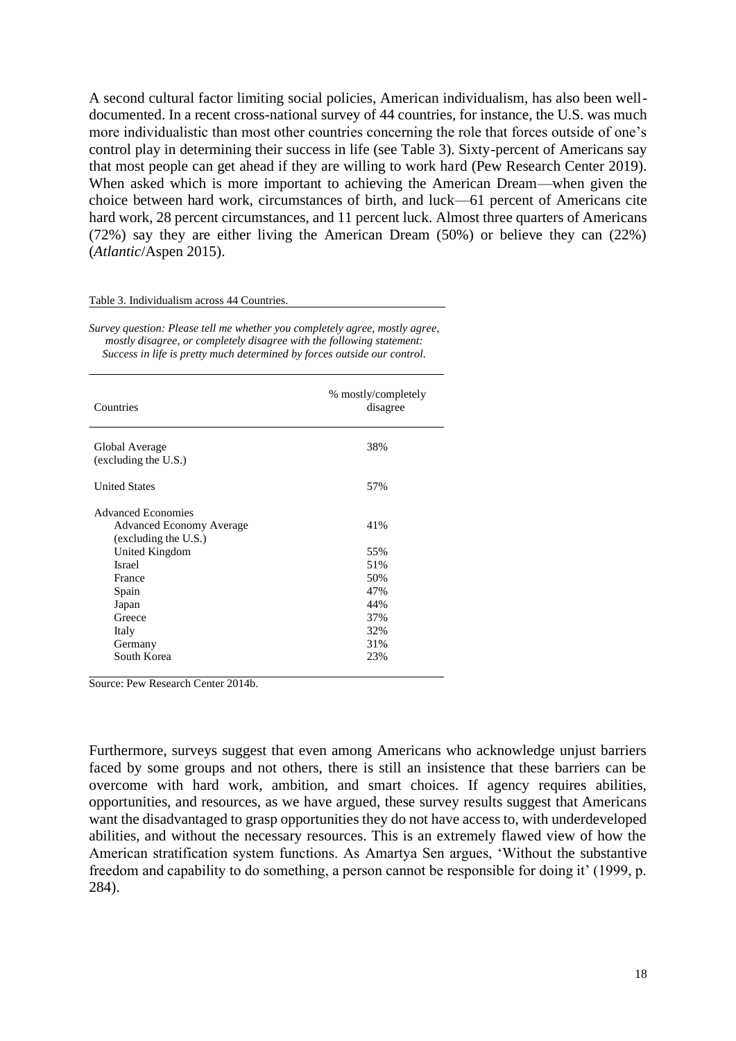A second cultural factor limiting social policies, American individualism, has also been well-documented. In a recent cross-national survey of 44 countries, for instance, the U.S. was much more individualistic than most other countries concerning the role that forces outside of one's control play in determining their success in life (see Table 3). Sixty-percent of Americans say that most people can get ahead if they are willing to work hard (Pew Research Center 2019). When asked which is more important to achieving the American Dream—when given the choice between hard work, circumstances of birth, and luck—61 percent of Americans cite hard work, 28 percent circumstances, and 11 percent luck. Almost three quarters of Americans (72%) say they are either living the American Dream (50%) or believe they can (22%) (*Atlantic*/Aspen 2015).

Table 3. Individualism across 44 Countries.

*Survey question: Please tell me whether you completely agree, mostly agree, mostly disagree, or completely disagree with the following statement: Success in life is pretty much determined by forces outside our control.*

| Countries | % mostly/completely disagree |
|---|---|
| Global Average (excluding the U.S.) | 38% |
| United States | 57% |
| Advanced Economies | |
| Advanced Economy Average (excluding the U.S.) | 41% |
| United Kingdom | 55% |
| Israel | 51% |
| France | 50% |
| Spain | 47% |
| Japan | 44% |
| Greece | 37% |
| Italy | 32% |
| Germany | 31% |
| South Korea | 23% |

Source: Pew Research Center 2014b.

Furthermore, surveys suggest that even among Americans who acknowledge unjust barriers faced by some groups and not others, there is still an insistence that these barriers can be overcome with hard work, ambition, and smart choices. If agency requires abilities, opportunities, and resources, as we have argued, these survey results suggest that Americans want the disadvantaged to grasp opportunities they do not have access to, with underdeveloped abilities, and without the necessary resources. This is an extremely flawed view of how the American stratification system functions. As Amartya Sen argues, 'Without the substantive freedom and capability to do something, a person cannot be responsible for doing it' (1999, p. 284).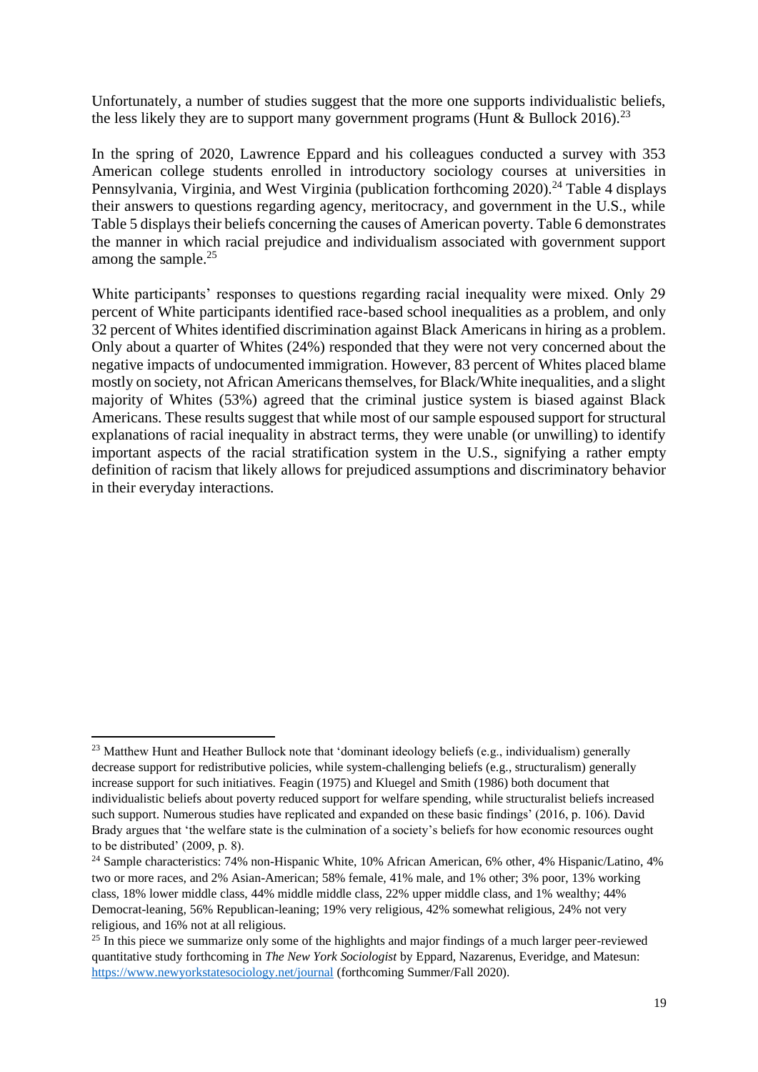Unfortunately, a number of studies suggest that the more one supports individualistic beliefs, the less likely they are to support many government programs (Hunt & Bullock 2016).[23]

In the spring of 2020, Lawrence Eppard and his colleagues conducted a survey with 353 American college students enrolled in introductory sociology courses at universities in Pennsylvania, Virginia, and West Virginia (publication forthcoming 2020).[24] Table 4 displays their answers to questions regarding agency, meritocracy, and government in the U.S., while Table 5 displays their beliefs concerning the causes of American poverty. Table 6 demonstrates the manner in which racial prejudice and individualism associated with government support among the sample.[25]

White participants' responses to questions regarding racial inequality were mixed. Only 29 percent of White participants identified race-based school inequalities as a problem, and only 32 percent of Whites identified discrimination against Black Americans in hiring as a problem. Only about a quarter of Whites (24%) responded that they were not very concerned about the negative impacts of undocumented immigration. However, 83 percent of Whites placed blame mostly on society, not African Americans themselves, for Black/White inequalities, and a slight majority of Whites (53%) agreed that the criminal justice system is biased against Black Americans. These results suggest that while most of our sample espoused support for structural explanations of racial inequality in abstract terms, they were unable (or unwilling) to identify important aspects of the racial stratification system in the U.S., signifying a rather empty definition of racism that likely allows for prejudiced assumptions and discriminatory behavior in their everyday interactions.

---

[23] Matthew Hunt and Heather Bullock note that 'dominant ideology beliefs (e.g., individualism) generally decrease support for redistributive policies, while system-challenging beliefs (e.g., structuralism) generally increase support for such initiatives. Feagin (1975) and Kluegel and Smith (1986) both document that individualistic beliefs about poverty reduced support for welfare spending, while structuralist beliefs increased such support. Numerous studies have replicated and expanded on these basic findings' (2016, p. 106). David Brady argues that 'the welfare state is the culmination of a society's beliefs for how economic resources ought to be distributed' (2009, p. 8).

[24] Sample characteristics: 74% non-Hispanic White, 10% African American, 6% other, 4% Hispanic/Latino, 4% two or more races, and 2% Asian-American; 58% female, 41% male, and 1% other; 3% poor, 13% working class, 18% lower middle class, 44% middle middle class, 22% upper middle class, and 1% wealthy; 44% Democrat-leaning, 56% Republican-leaning; 19% very religious, 42% somewhat religious, 24% not very religious, and 16% not at all religious.

[25] In this piece we summarize only some of the highlights and major findings of a much larger peer-reviewed quantitative study forthcoming in *The New York Sociologist* by Eppard, Nazarenus, Everidge, and Matesun: https://www.newyorkstatesociology.net/journal (forthcoming Summer/Fall 2020).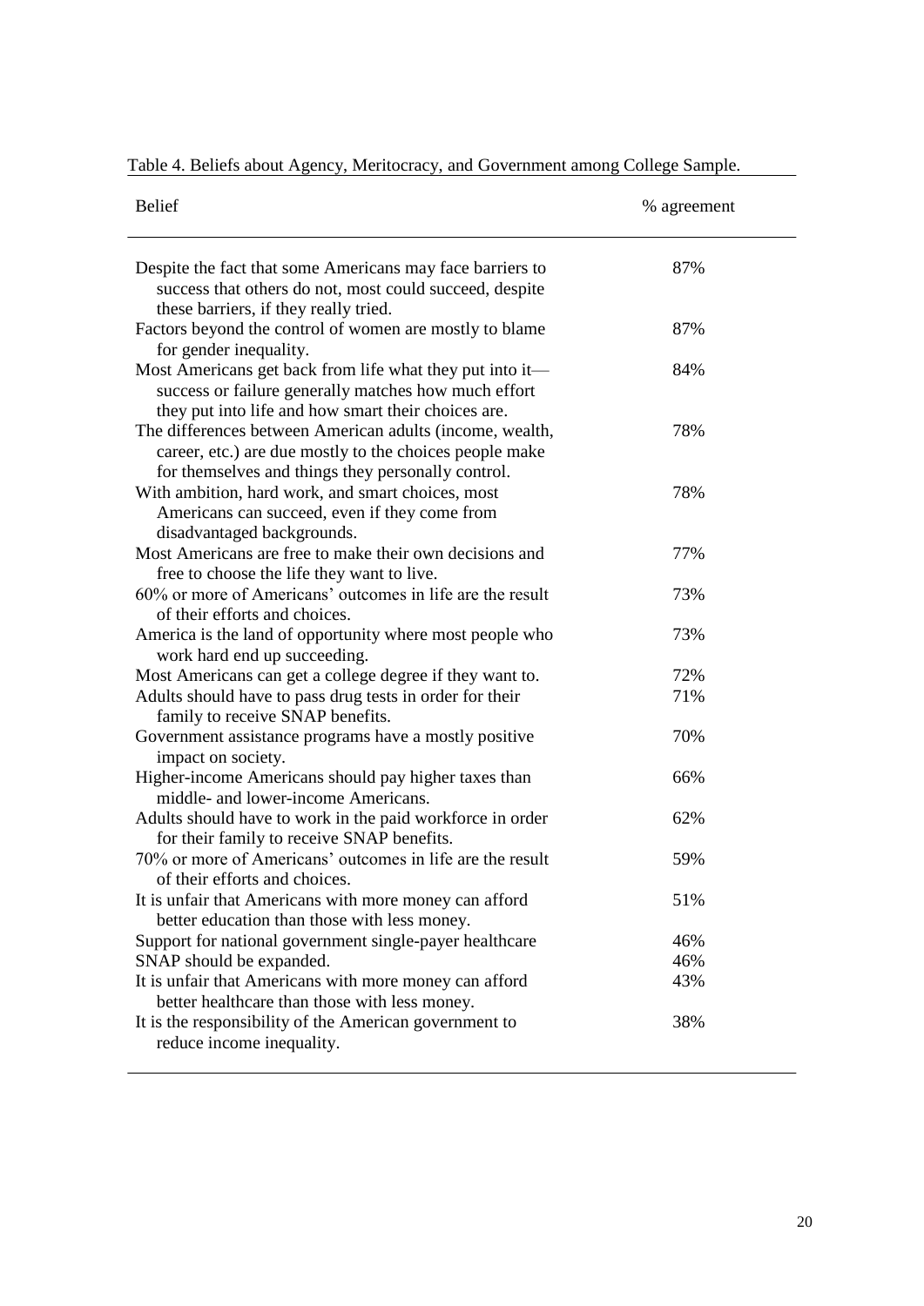Table 4. Beliefs about Agency, Meritocracy, and Government among College Sample.

| Belief | % agreement |
|---|---|
| Despite the fact that some Americans may face barriers to success that others do not, most could succeed, despite these barriers, if they really tried. | 87% |
| Factors beyond the control of women are mostly to blame for gender inequality. | 87% |
| Most Americans get back from life what they put into it—success or failure generally matches how much effort they put into life and how smart their choices are. | 84% |
| The differences between American adults (income, wealth, career, etc.) are due mostly to the choices people make for themselves and things they personally control. | 78% |
| With ambition, hard work, and smart choices, most Americans can succeed, even if they come from disadvantaged backgrounds. | 78% |
| Most Americans are free to make their own decisions and free to choose the life they want to live. | 77% |
| 60% or more of Americans' outcomes in life are the result of their efforts and choices. | 73% |
| America is the land of opportunity where most people who work hard end up succeeding. | 73% |
| Most Americans can get a college degree if they want to. | 72% |
| Adults should have to pass drug tests in order for their family to receive SNAP benefits. | 71% |
| Government assistance programs have a mostly positive impact on society. | 70% |
| Higher-income Americans should pay higher taxes than middle- and lower-income Americans. | 66% |
| Adults should have to work in the paid workforce in order for their family to receive SNAP benefits. | 62% |
| 70% or more of Americans' outcomes in life are the result of their efforts and choices. | 59% |
| It is unfair that Americans with more money can afford better education than those with less money. | 51% |
| Support for national government single-payer healthcare | 46% |
| SNAP should be expanded. | 46% |
| It is unfair that Americans with more money can afford better healthcare than those with less money. | 43% |
| It is the responsibility of the American government to reduce income inequality. | 38% |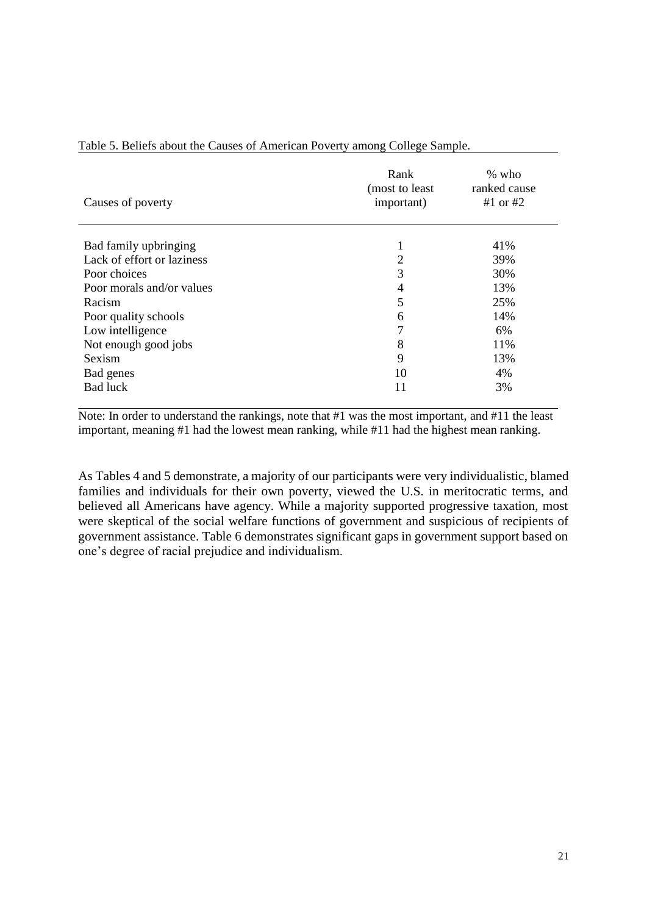Table 5. Beliefs about the Causes of American Poverty among College Sample.

| Causes of poverty | Rank (most to least important) | % who ranked cause #1 or #2 |
|---|---|---|
| Bad family upbringing | 1 | 41% |
| Lack of effort or laziness | 2 | 39% |
| Poor choices | 3 | 30% |
| Poor morals and/or values | 4 | 13% |
| Racism | 5 | 25% |
| Poor quality schools | 6 | 14% |
| Low intelligence | 7 | 6% |
| Not enough good jobs | 8 | 11% |
| Sexism | 9 | 13% |
| Bad genes | 10 | 4% |
| Bad luck | 11 | 3% |

Note: In order to understand the rankings, note that #1 was the most important, and #11 the least important, meaning #1 had the lowest mean ranking, while #11 had the highest mean ranking.

As Tables 4 and 5 demonstrate, a majority of our participants were very individualistic, blamed families and individuals for their own poverty, viewed the U.S. in meritocratic terms, and believed all Americans have agency. While a majority supported progressive taxation, most were skeptical of the social welfare functions of government and suspicious of recipients of government assistance. Table 6 demonstrates significant gaps in government support based on one's degree of racial prejudice and individualism.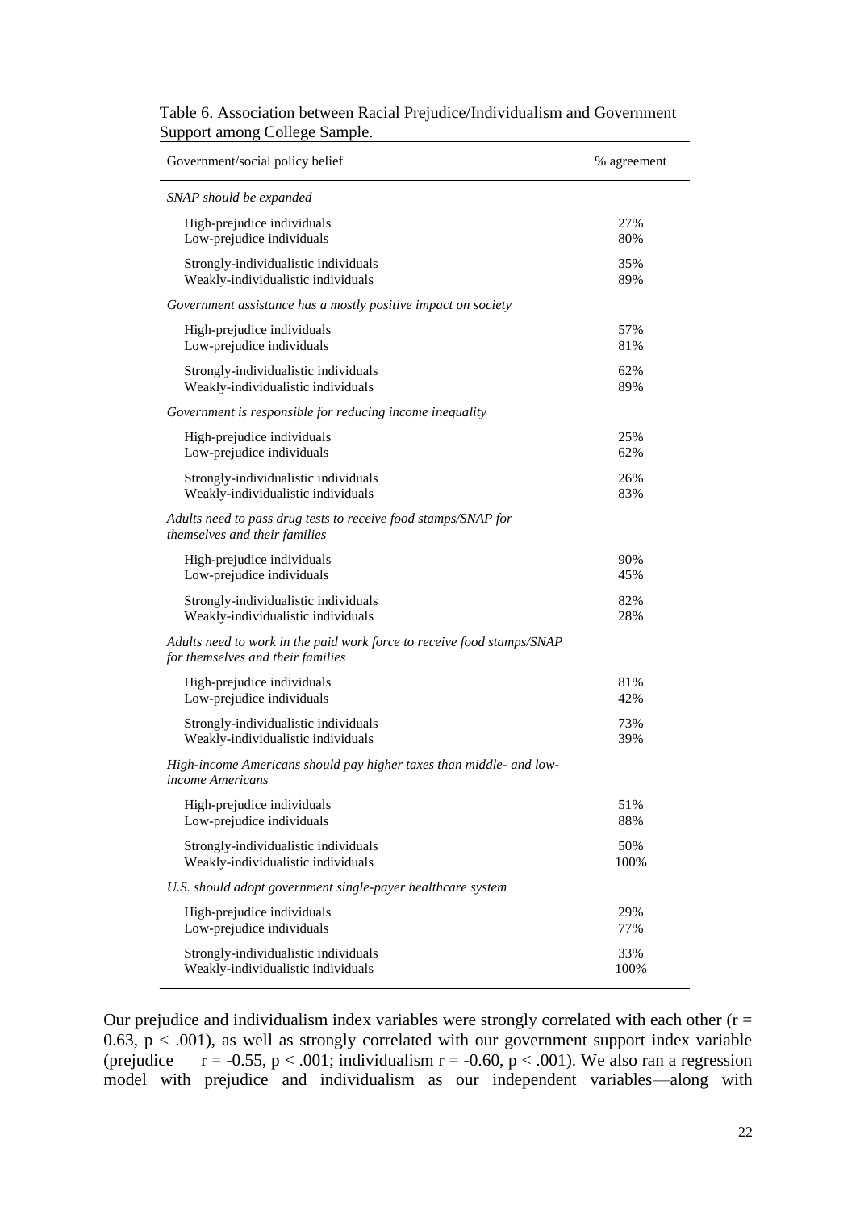Table 6. Association between Racial Prejudice/Individualism and Government Support among College Sample.

| Government/social policy belief | % agreement |
|---|---|
| *SNAP should be expanded* | |
| High-prejudice individuals | 27% |
| Low-prejudice individuals | 80% |
| Strongly-individualistic individuals | 35% |
| Weakly-individualistic individuals | 89% |
| *Government assistance has a mostly positive impact on society* | |
| High-prejudice individuals | 57% |
| Low-prejudice individuals | 81% |
| Strongly-individualistic individuals | 62% |
| Weakly-individualistic individuals | 89% |
| *Government is responsible for reducing income inequality* | |
| High-prejudice individuals | 25% |
| Low-prejudice individuals | 62% |
| Strongly-individualistic individuals | 26% |
| Weakly-individualistic individuals | 83% |
| *Adults need to pass drug tests to receive food stamps/SNAP for themselves and their families* | |
| High-prejudice individuals | 90% |
| Low-prejudice individuals | 45% |
| Strongly-individualistic individuals | 82% |
| Weakly-individualistic individuals | 28% |
| *Adults need to work in the paid work force to receive food stamps/SNAP for themselves and their families* | |
| High-prejudice individuals | 81% |
| Low-prejudice individuals | 42% |
| Strongly-individualistic individuals | 73% |
| Weakly-individualistic individuals | 39% |
| *High-income Americans should pay higher taxes than middle- and low-income Americans* | |
| High-prejudice individuals | 51% |
| Low-prejudice individuals | 88% |
| Strongly-individualistic individuals | 50% |
| Weakly-individualistic individuals | 100% |
| *U.S. should adopt government single-payer healthcare system* | |
| High-prejudice individuals | 29% |
| Low-prejudice individuals | 77% |
| Strongly-individualistic individuals | 33% |
| Weakly-individualistic individuals | 100% |

Our prejudice and individualism index variables were strongly correlated with each other ($r = 0.63$, $p < .001$), as well as strongly correlated with our government support index variable (prejudice $r = -0.55$, $p < .001$; individualism $r = -0.60$, $p < .001$). We also ran a regression model with prejudice and individualism as our independent variables—along with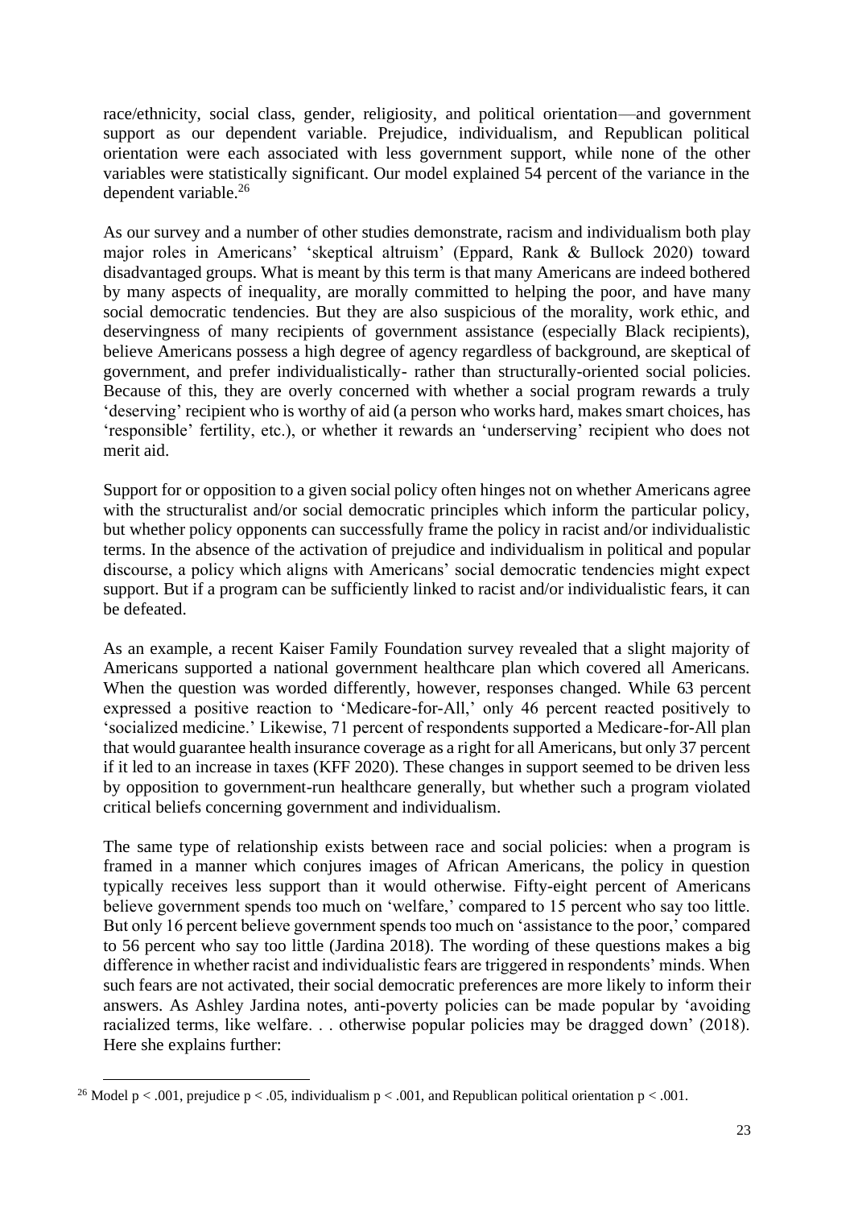race/ethnicity, social class, gender, religiosity, and political orientation—and government support as our dependent variable. Prejudice, individualism, and Republican political orientation were each associated with less government support, while none of the other variables were statistically significant. Our model explained 54 percent of the variance in the dependent variable.[26]

As our survey and a number of other studies demonstrate, racism and individualism both play major roles in Americans' 'skeptical altruism' (Eppard, Rank & Bullock 2020) toward disadvantaged groups. What is meant by this term is that many Americans are indeed bothered by many aspects of inequality, are morally committed to helping the poor, and have many social democratic tendencies. But they are also suspicious of the morality, work ethic, and deservingness of many recipients of government assistance (especially Black recipients), believe Americans possess a high degree of agency regardless of background, are skeptical of government, and prefer individualistically- rather than structurally-oriented social policies. Because of this, they are overly concerned with whether a social program rewards a truly 'deserving' recipient who is worthy of aid (a person who works hard, makes smart choices, has 'responsible' fertility, etc.), or whether it rewards an 'underserving' recipient who does not merit aid.

Support for or opposition to a given social policy often hinges not on whether Americans agree with the structuralist and/or social democratic principles which inform the particular policy, but whether policy opponents can successfully frame the policy in racist and/or individualistic terms. In the absence of the activation of prejudice and individualism in political and popular discourse, a policy which aligns with Americans' social democratic tendencies might expect support. But if a program can be sufficiently linked to racist and/or individualistic fears, it can be defeated.

As an example, a recent Kaiser Family Foundation survey revealed that a slight majority of Americans supported a national government healthcare plan which covered all Americans. When the question was worded differently, however, responses changed. While 63 percent expressed a positive reaction to 'Medicare-for-All,' only 46 percent reacted positively to 'socialized medicine.' Likewise, 71 percent of respondents supported a Medicare-for-All plan that would guarantee health insurance coverage as a right for all Americans, but only 37 percent if it led to an increase in taxes (KFF 2020). These changes in support seemed to be driven less by opposition to government-run healthcare generally, but whether such a program violated critical beliefs concerning government and individualism.

The same type of relationship exists between race and social policies: when a program is framed in a manner which conjures images of African Americans, the policy in question typically receives less support than it would otherwise. Fifty-eight percent of Americans believe government spends too much on 'welfare,' compared to 15 percent who say too little. But only 16 percent believe government spends too much on 'assistance to the poor,' compared to 56 percent who say too little (Jardina 2018). The wording of these questions makes a big difference in whether racist and individualistic fears are triggered in respondents' minds. When such fears are not activated, their social democratic preferences are more likely to inform their answers. As Ashley Jardina notes, anti-poverty policies can be made popular by 'avoiding racialized terms, like welfare. . . otherwise popular policies may be dragged down' (2018). Here she explains further:

[26] Model $p < .001$, prejudice $p < .05$, individualism $p < .001$, and Republican political orientation $p < .001$.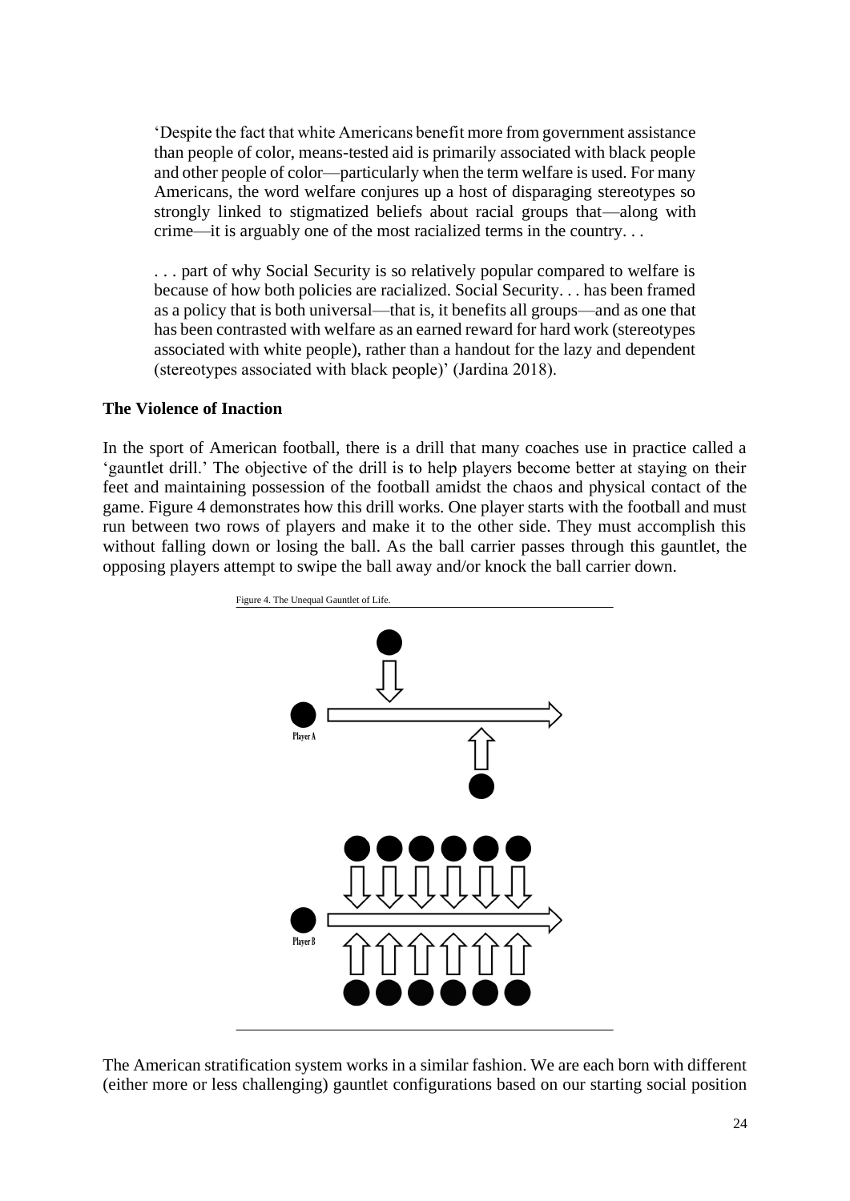> 'Despite the fact that white Americans benefit more from government assistance than people of color, means-tested aid is primarily associated with black people and other people of color—particularly when the term welfare is used. For many Americans, the word welfare conjures up a host of disparaging stereotypes so strongly linked to stigmatized beliefs about racial groups that—along with crime—it is arguably one of the most racialized terms in the country. . .
>
> . . . part of why Social Security is so relatively popular compared to welfare is because of how both policies are racialized. Social Security. . . has been framed as a policy that is both universal—that is, it benefits all groups—and as one that has been contrasted with welfare as an earned reward for hard work (stereotypes associated with white people), rather than a handout for the lazy and dependent (stereotypes associated with black people)' (Jardina 2018).

**The Violence of Inaction**

In the sport of American football, there is a drill that many coaches use in practice called a 'gauntlet drill.' The objective of the drill is to help players become better at staying on their feet and maintaining possession of the football amidst the chaos and physical contact of the game. Figure 4 demonstrates how this drill works. One player starts with the football and must run between two rows of players and make it to the other side. They must accomplish this without falling down or losing the ball. As the ball carrier passes through this gauntlet, the opposing players attempt to swipe the ball away and/or knock the ball carrier down.

Figure 4. The Unequal Gauntlet of Life.

Player A

Player B

The American stratification system works in a similar fashion. We are each born with different (either more or less challenging) gauntlet configurations based on our starting social position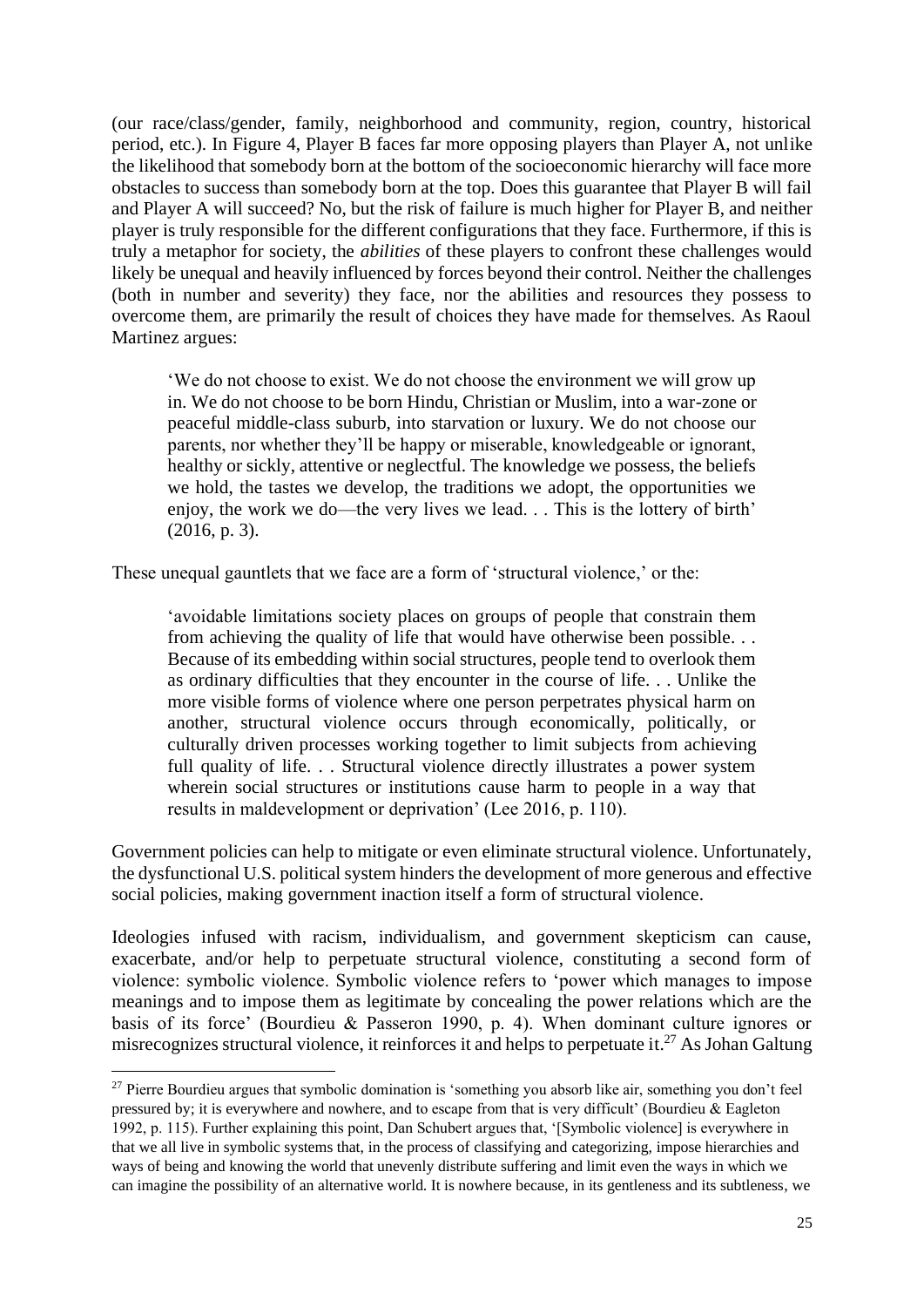(our race/class/gender, family, neighborhood and community, region, country, historical period, etc.). In Figure 4, Player B faces far more opposing players than Player A, not unlike the likelihood that somebody born at the bottom of the socioeconomic hierarchy will face more obstacles to success than somebody born at the top. Does this guarantee that Player B will fail and Player A will succeed? No, but the risk of failure is much higher for Player B, and neither player is truly responsible for the different configurations that they face. Furthermore, if this is truly a metaphor for society, the *abilities* of these players to confront these challenges would likely be unequal and heavily influenced by forces beyond their control. Neither the challenges (both in number and severity) they face, nor the abilities and resources they possess to overcome them, are primarily the result of choices they have made for themselves. As Raoul Martinez argues:

> 'We do not choose to exist. We do not choose the environment we will grow up in. We do not choose to be born Hindu, Christian or Muslim, into a war-zone or peaceful middle-class suburb, into starvation or luxury. We do not choose our parents, nor whether they'll be happy or miserable, knowledgeable or ignorant, healthy or sickly, attentive or neglectful. The knowledge we possess, the beliefs we hold, the tastes we develop, the traditions we adopt, the opportunities we enjoy, the work we do—the very lives we lead. . . This is the lottery of birth' (2016, p. 3).

These unequal gauntlets that we face are a form of 'structural violence,' or the:

> 'avoidable limitations society places on groups of people that constrain them from achieving the quality of life that would have otherwise been possible. . . Because of its embedding within social structures, people tend to overlook them as ordinary difficulties that they encounter in the course of life. . . Unlike the more visible forms of violence where one person perpetrates physical harm on another, structural violence occurs through economically, politically, or culturally driven processes working together to limit subjects from achieving full quality of life. . . Structural violence directly illustrates a power system wherein social structures or institutions cause harm to people in a way that results in maldevelopment or deprivation' (Lee 2016, p. 110).

Government policies can help to mitigate or even eliminate structural violence. Unfortunately, the dysfunctional U.S. political system hinders the development of more generous and effective social policies, making government inaction itself a form of structural violence.

Ideologies infused with racism, individualism, and government skepticism can cause, exacerbate, and/or help to perpetuate structural violence, constituting a second form of violence: symbolic violence. Symbolic violence refers to 'power which manages to impose meanings and to impose them as legitimate by concealing the power relations which are the basis of its force' (Bourdieu & Passeron 1990, p. 4). When dominant culture ignores or misrecognizes structural violence, it reinforces it and helps to perpetuate it.[27] As Johan Galtung

[27] Pierre Bourdieu argues that symbolic domination is 'something you absorb like air, something you don't feel pressured by; it is everywhere and nowhere, and to escape from that is very difficult' (Bourdieu & Eagleton 1992, p. 115). Further explaining this point, Dan Schubert argues that, '[Symbolic violence] is everywhere in that we all live in symbolic systems that, in the process of classifying and categorizing, impose hierarchies and ways of being and knowing the world that unevenly distribute suffering and limit even the ways in which we can imagine the possibility of an alternative world. It is nowhere because, in its gentleness and its subtleness, we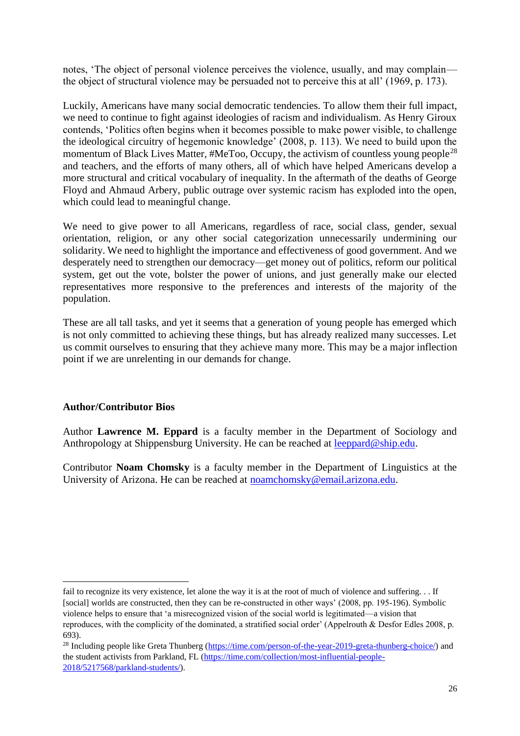notes, 'The object of personal violence perceives the violence, usually, and may complain—the object of structural violence may be persuaded not to perceive this at all' (1969, p. 173).

Luckily, Americans have many social democratic tendencies. To allow them their full impact, we need to continue to fight against ideologies of racism and individualism. As Henry Giroux contends, 'Politics often begins when it becomes possible to make power visible, to challenge the ideological circuitry of hegemonic knowledge' (2008, p. 113). We need to build upon the momentum of Black Lives Matter, #MeToo, Occupy, the activism of countless young people[28] and teachers, and the efforts of many others, all of which have helped Americans develop a more structural and critical vocabulary of inequality. In the aftermath of the deaths of George Floyd and Ahmaud Arbery, public outrage over systemic racism has exploded into the open, which could lead to meaningful change.

We need to give power to all Americans, regardless of race, social class, gender, sexual orientation, religion, or any other social categorization unnecessarily undermining our solidarity. We need to highlight the importance and effectiveness of good government. And we desperately need to strengthen our democracy—get money out of politics, reform our political system, get out the vote, bolster the power of unions, and just generally make our elected representatives more responsive to the preferences and interests of the majority of the population.

These are all tall tasks, and yet it seems that a generation of young people has emerged which is not only committed to achieving these things, but has already realized many successes. Let us commit ourselves to ensuring that they achieve many more. This may be a major inflection point if we are unrelenting in our demands for change.

**Author/Contributor Bios**

Author **Lawrence M. Eppard** is a faculty member in the Department of Sociology and Anthropology at Shippensburg University. He can be reached at leeppard@ship.edu.

Contributor **Noam Chomsky** is a faculty member in the Department of Linguistics at the University of Arizona. He can be reached at noamchomsky@email.arizona.edu.

---

fail to recognize its very existence, let alone the way it is at the root of much of violence and suffering. . . If [social] worlds are constructed, then they can be re-constructed in other ways' (2008, pp. 195-196). Symbolic violence helps to ensure that 'a misrecognized vision of the social world is legitimated—a vision that reproduces, with the complicity of the dominated, a stratified social order' (Appelrouth & Desfor Edles 2008, p. 693).

[28] Including people like Greta Thunberg (https://time.com/person-of-the-year-2019-greta-thunberg-choice/) and the student activists from Parkland, FL (https://time.com/collection/most-influential-people-2018/5217568/parkland-students/).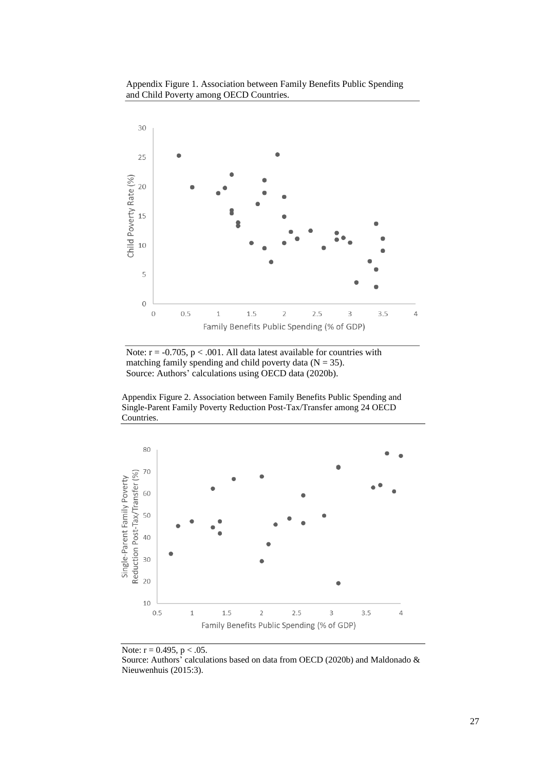Appendix Figure 1. Association between Family Benefits Public Spending and Child Poverty among OECD Countries.

Child Poverty Rate (%)

30
25
20
15
10
5
0

0 0.5 1 1.5 2 2.5 3 3.5 4

Family Benefits Public Spending (% of GDP)

Note: $r = -0.705$, $p < .001$. All data latest available for countries with matching family spending and child poverty data ($N = 35$).
Source: Authors' calculations using OECD data (2020b).

Appendix Figure 2. Association between Family Benefits Public Spending and Single-Parent Family Poverty Reduction Post-Tax/Transfer among 24 OECD Countries.

Single-Parent Family Poverty Reduction Post-Tax/Transfer (%)

80
70
60
50
40
30
20
10

0.5 1 1.5 2 2.5 3 3.5 4

Family Benefits Public Spending (% of GDP)

Note: $r = 0.495$, $p < .05$.
Source: Authors' calculations based on data from OECD (2020b) and Maldonado & Nieuwenhuis (2015:3).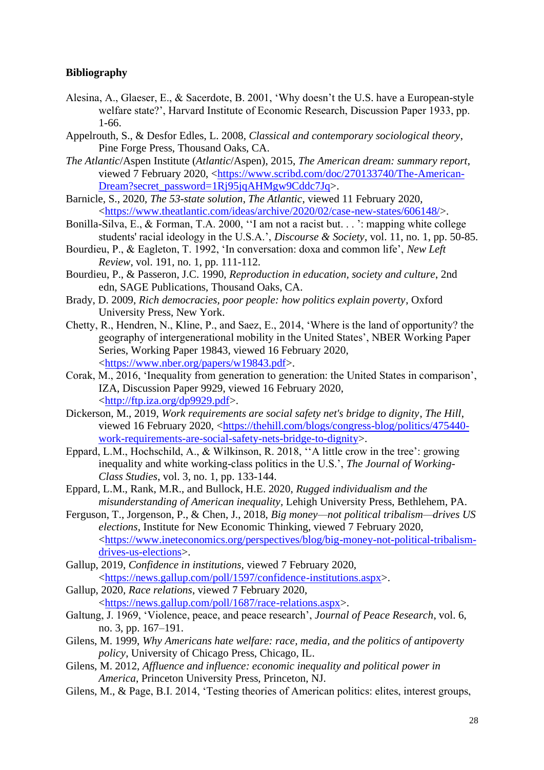**Bibliography**

Alesina, A., Glaeser, E., & Sacerdote, B. 2001, 'Why doesn't the U.S. have a European-style welfare state?', Harvard Institute of Economic Research, Discussion Paper 1933, pp. 1-66.

Appelrouth, S., & Desfor Edles, L. 2008, *Classical and contemporary sociological theory*, Pine Forge Press, Thousand Oaks, CA.

*The Atlantic*/Aspen Institute (*Atlantic*/Aspen), 2015, *The American dream: summary report*, viewed 7 February 2020, <https://www.scribd.com/doc/270133740/The-American-Dream?secret_password=1Rj95jqAHMgw9Cddc7Jq>.

Barnicle, S., 2020, *The 53-state solution*, *The Atlantic*, viewed 11 February 2020, <https://www.theatlantic.com/ideas/archive/2020/02/case-new-states/606148/>.

Bonilla-Silva, E., & Forman, T.A. 2000, ''I am not a racist but. . . ': mapping white college students' racial ideology in the U.S.A.', *Discourse & Society*, vol. 11, no. 1, pp. 50-85.

Bourdieu, P., & Eagleton, T. 1992, 'In conversation: doxa and common life', *New Left Review*, vol. 191, no. 1, pp. 111-112.

Bourdieu, P., & Passeron, J.C. 1990, *Reproduction in education, society and culture*, 2nd edn, SAGE Publications, Thousand Oaks, CA.

Brady, D. 2009, *Rich democracies, poor people: how politics explain poverty*, Oxford University Press, New York.

Chetty, R., Hendren, N., Kline, P., and Saez, E., 2014, 'Where is the land of opportunity? the geography of intergenerational mobility in the United States', NBER Working Paper Series, Working Paper 19843, viewed 16 February 2020, <https://www.nber.org/papers/w19843.pdf>.

Corak, M., 2016, 'Inequality from generation to generation: the United States in comparison', IZA, Discussion Paper 9929, viewed 16 February 2020, <http://ftp.iza.org/dp9929.pdf>.

Dickerson, M., 2019, *Work requirements are social safety net's bridge to dignity*, *The Hill*, viewed 16 February 2020, <https://thehill.com/blogs/congress-blog/politics/475440-work-requirements-are-social-safety-nets-bridge-to-dignity>.

Eppard, L.M., Hochschild, A., & Wilkinson, R. 2018, ''A little crow in the tree': growing inequality and white working-class politics in the U.S.', *The Journal of Working-Class Studies*, vol. 3, no. 1, pp. 133-144.

Eppard, L.M., Rank, M.R., and Bullock, H.E. 2020, *Rugged individualism and the misunderstanding of American inequality*, Lehigh University Press, Bethlehem, PA.

Ferguson, T., Jorgenson, P., & Chen, J., 2018, *Big money—not political tribalism—drives US elections*, Institute for New Economic Thinking, viewed 7 February 2020, <https://www.ineteconomics.org/perspectives/blog/big-money-not-political-tribalism-drives-us-elections>.

Gallup, 2019, *Confidence in institutions*, viewed 7 February 2020, <https://news.gallup.com/poll/1597/confidence-institutions.aspx>.

Gallup, 2020, *Race relations*, viewed 7 February 2020, <https://news.gallup.com/poll/1687/race-relations.aspx>.

Galtung, J. 1969, 'Violence, peace, and peace research', *Journal of Peace Research*, vol. 6, no. 3, pp. 167–191.

Gilens, M. 1999, *Why Americans hate welfare: race, media, and the politics of antipoverty policy*, University of Chicago Press, Chicago, IL.

Gilens, M. 2012, *Affluence and influence: economic inequality and political power in America*, Princeton University Press, Princeton, NJ.

Gilens, M., & Page, B.I. 2014, 'Testing theories of American politics: elites, interest groups,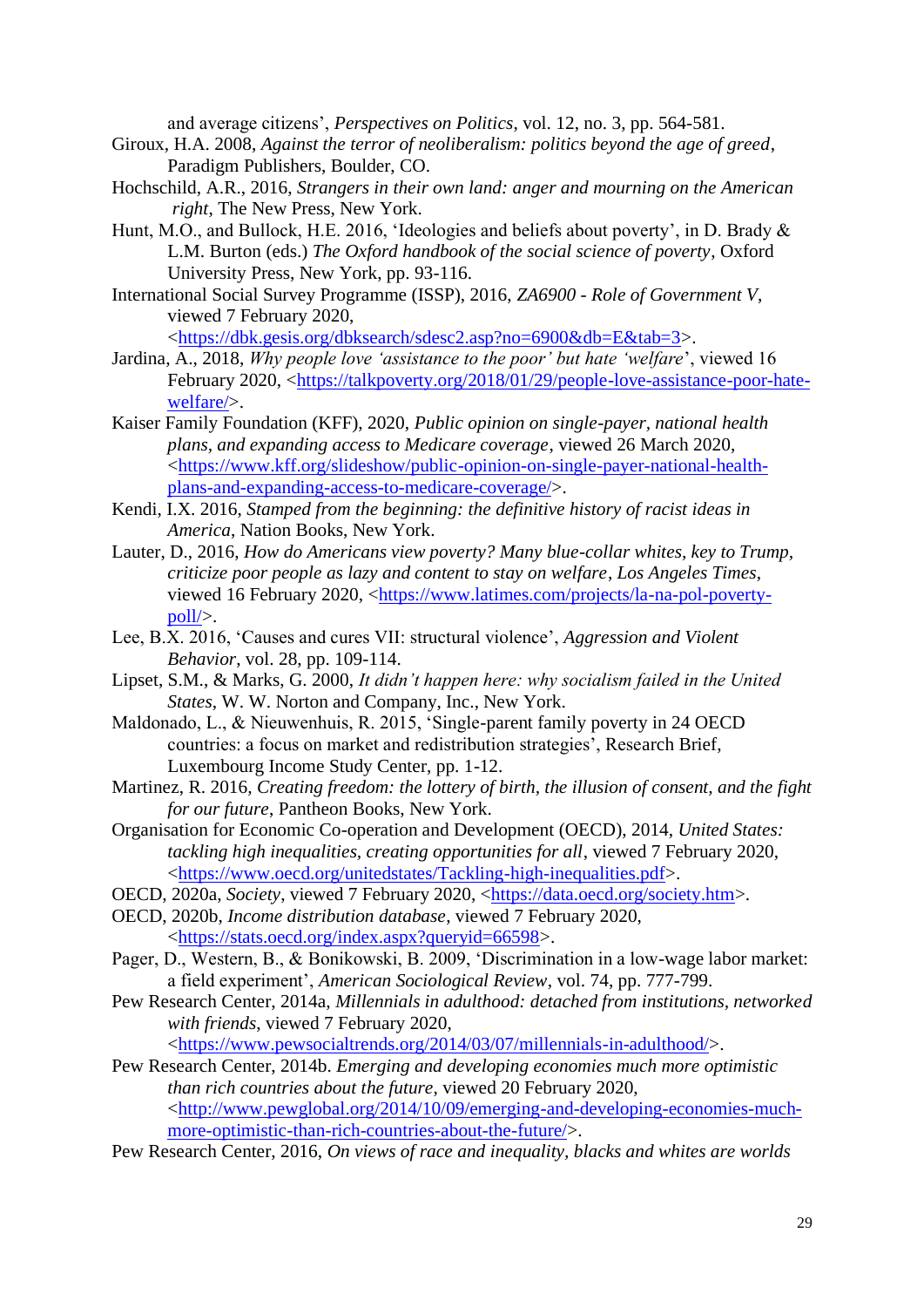and average citizens', *Perspectives on Politics*, vol. 12, no. 3, pp. 564-581.

Giroux, H.A. 2008, *Against the terror of neoliberalism: politics beyond the age of greed*, Paradigm Publishers, Boulder, CO.

Hochschild, A.R., 2016, *Strangers in their own land: anger and mourning on the American right*, The New Press, New York.

Hunt, M.O., and Bullock, H.E. 2016, 'Ideologies and beliefs about poverty', in D. Brady & L.M. Burton (eds.) *The Oxford handbook of the social science of poverty*, Oxford University Press, New York, pp. 93-116.

International Social Survey Programme (ISSP), 2016, *ZA6900 - Role of Government V*, viewed 7 February 2020, <https://dbk.gesis.org/dbksearch/sdesc2.asp?no=6900&db=E&tab=3>.

Jardina, A., 2018, *Why people love 'assistance to the poor' but hate 'welfare'*, viewed 16 February 2020, <https://talkpoverty.org/2018/01/29/people-love-assistance-poor-hate-welfare/>.

Kaiser Family Foundation (KFF), 2020, *Public opinion on single-payer, national health plans, and expanding access to Medicare coverage*, viewed 26 March 2020, <https://www.kff.org/slideshow/public-opinion-on-single-payer-national-health-plans-and-expanding-access-to-medicare-coverage/>.

Kendi, I.X. 2016, *Stamped from the beginning: the definitive history of racist ideas in America*, Nation Books, New York.

Lauter, D., 2016, *How do Americans view poverty? Many blue-collar whites, key to Trump, criticize poor people as lazy and content to stay on welfare*, *Los Angeles Times*, viewed 16 February 2020, <https://www.latimes.com/projects/la-na-pol-poverty-poll/>.

Lee, B.X. 2016, 'Causes and cures VII: structural violence', *Aggression and Violent Behavior*, vol. 28, pp. 109-114.

Lipset, S.M., & Marks, G. 2000, *It didn't happen here: why socialism failed in the United States*, W. W. Norton and Company, Inc., New York.

Maldonado, L., & Nieuwenhuis, R. 2015, 'Single-parent family poverty in 24 OECD countries: a focus on market and redistribution strategies', Research Brief, Luxembourg Income Study Center, pp. 1-12.

Martinez, R. 2016, *Creating freedom: the lottery of birth, the illusion of consent, and the fight for our future*, Pantheon Books, New York.

Organisation for Economic Co-operation and Development (OECD), 2014, *United States: tackling high inequalities, creating opportunities for all*, viewed 7 February 2020, <https://www.oecd.org/unitedstates/Tackling-high-inequalities.pdf>.

OECD, 2020a, *Society*, viewed 7 February 2020, <https://data.oecd.org/society.htm>.

OECD, 2020b, *Income distribution database*, viewed 7 February 2020, <https://stats.oecd.org/index.aspx?queryid=66598>.

Pager, D., Western, B., & Bonikowski, B. 2009, 'Discrimination in a low-wage labor market: a field experiment', *American Sociological Review*, vol. 74, pp. 777-799.

Pew Research Center, 2014a, *Millennials in adulthood: detached from institutions, networked with friends*, viewed 7 February 2020, <https://www.pewsocialtrends.org/2014/03/07/millennials-in-adulthood/>.

Pew Research Center, 2014b. *Emerging and developing economies much more optimistic than rich countries about the future*, viewed 20 February 2020, <http://www.pewglobal.org/2014/10/09/emerging-and-developing-economies-much-more-optimistic-than-rich-countries-about-the-future/>.

Pew Research Center, 2016, *On views of race and inequality, blacks and whites are worlds*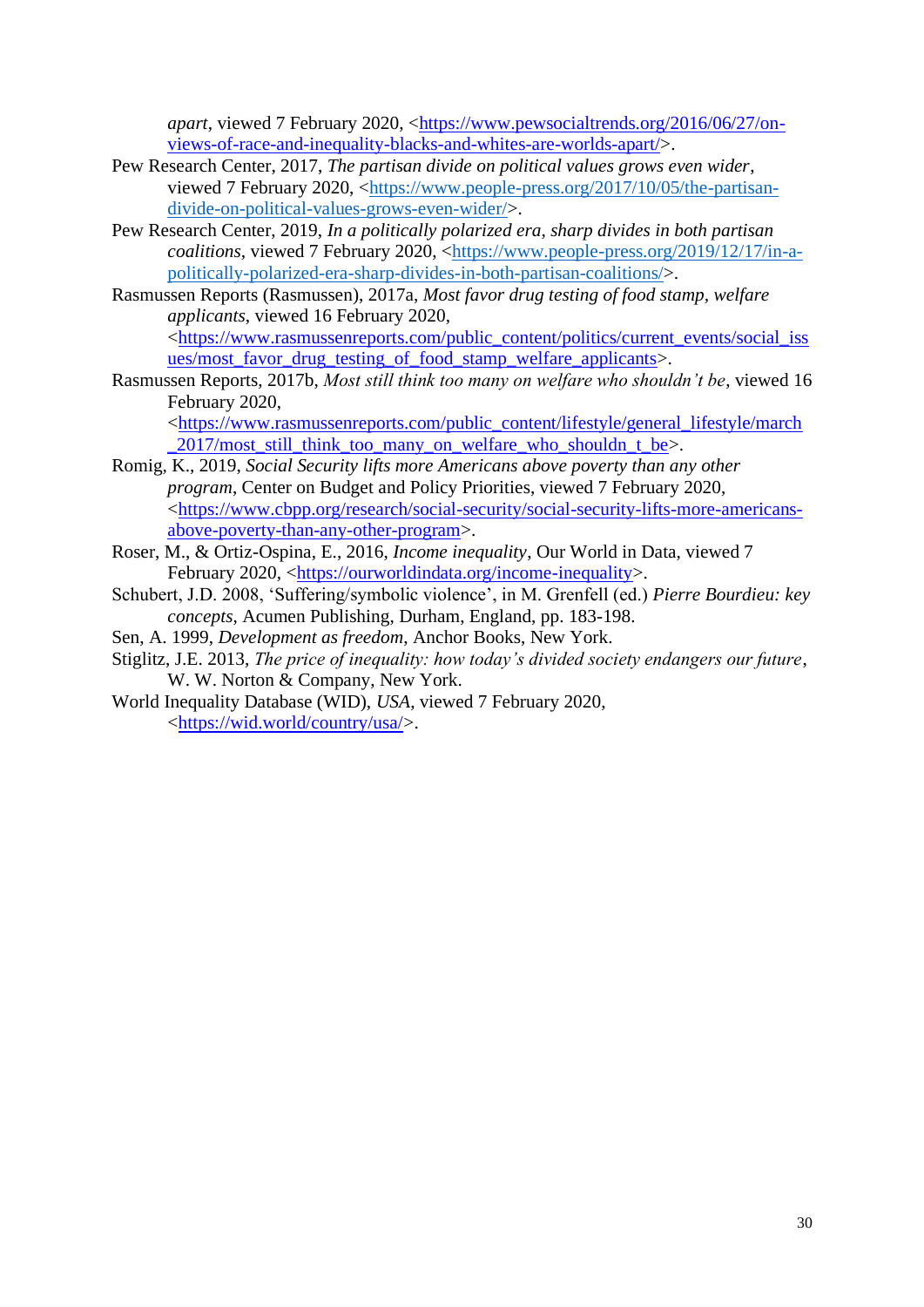*apart*, viewed 7 February 2020, <https://www.pewsocialtrends.org/2016/06/27/on-views-of-race-and-inequality-blacks-and-whites-are-worlds-apart/>.

Pew Research Center, 2017, *The partisan divide on political values grows even wider*, viewed 7 February 2020, <https://www.people-press.org/2017/10/05/the-partisan-divide-on-political-values-grows-even-wider/>.

Pew Research Center, 2019, *In a politically polarized era, sharp divides in both partisan coalitions*, viewed 7 February 2020, <https://www.people-press.org/2019/12/17/in-a-politically-polarized-era-sharp-divides-in-both-partisan-coalitions/>.

Rasmussen Reports (Rasmussen), 2017a, *Most favor drug testing of food stamp, welfare applicants*, viewed 16 February 2020, <https://www.rasmussenreports.com/public_content/politics/current_events/social_issues/most_favor_drug_testing_of_food_stamp_welfare_applicants>.

Rasmussen Reports, 2017b, *Most still think too many on welfare who shouldn't be*, viewed 16 February 2020, <https://www.rasmussenreports.com/public_content/lifestyle/general_lifestyle/march_2017/most_still_think_too_many_on_welfare_who_shouldn_t_be>.

Romig, K., 2019, *Social Security lifts more Americans above poverty than any other program*, Center on Budget and Policy Priorities, viewed 7 February 2020, <https://www.cbpp.org/research/social-security/social-security-lifts-more-americans-above-poverty-than-any-other-program>.

Roser, M., & Ortiz-Ospina, E., 2016, *Income inequality*, Our World in Data, viewed 7 February 2020, <https://ourworldindata.org/income-inequality>.

Schubert, J.D. 2008, 'Suffering/symbolic violence', in M. Grenfell (ed.) *Pierre Bourdieu: key concepts*, Acumen Publishing, Durham, England, pp. 183-198.

Sen, A. 1999, *Development as freedom*, Anchor Books, New York.

Stiglitz, J.E. 2013, *The price of inequality: how today's divided society endangers our future*, W. W. Norton & Company, New York.

World Inequality Database (WID), *USA*, viewed 7 February 2020, <https://wid.world/country/usa/>.